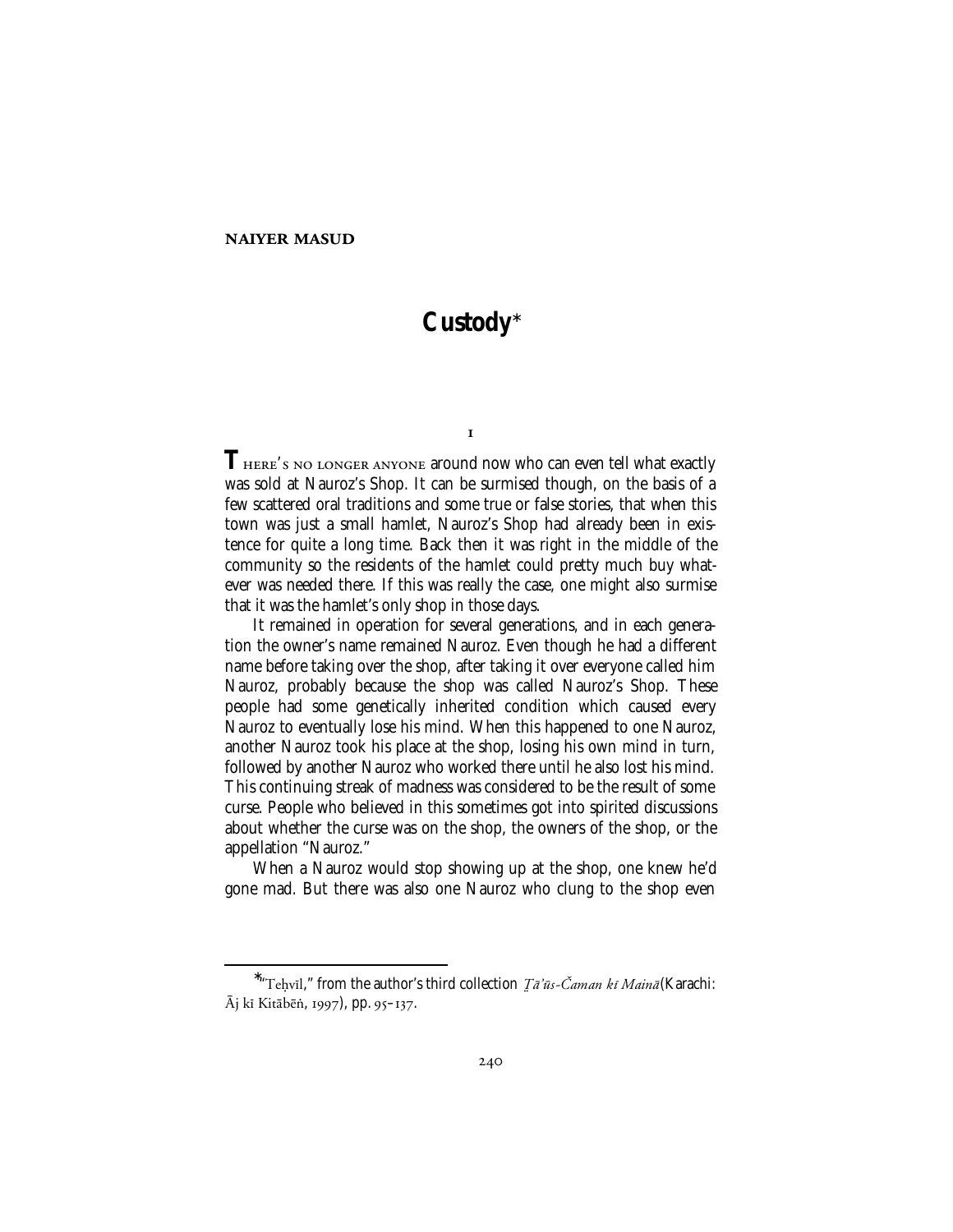**NAIYER MASUD**

# Custody*

## 1

There's no longer anyone around now who can even tell what exactly was sold at Nauroz's Shop. It can be surmised though, on the basis of a few scattered oral traditions and some true or false stories, that when this town was just a small hamlet, Nauroz's Shop had already been in existence for quite a long time. Back then it was right in the middle of the community so the residents of the hamlet could pretty much buy whatever was needed there. If this was really the case, one might also surmise that it was the hamlet's only shop in those days.

It remained in operation for several generations, and in each generation the owner's name remained Nauroz. Even though he had a different name before taking over the shop, after taking it over everyone called him Nauroz, probably because the shop was called Nauroz's Shop. These people had some genetically inherited condition which caused every Nauroz to eventually lose his mind. When this happened to one Nauroz, another Nauroz took his place at the shop, losing his own mind in turn, followed by another Nauroz who worked there until he also lost his mind. This continuing streak of madness was considered to be the result of some curse. People who believed in this sometimes got into spirited discussions about whether the curse was on the shop, the owners of the shop, or the appellation "Nauroz."

When a Nauroz would stop showing up at the shop, one knew he'd gone mad. But there was also one Nauroz who clung to the shop even

---

*"Teḥvīl," from the author's third collection *Ṯā'ūs-Čaman kī Mainā* (Karachi: Āj kī Kitābēṅ, 1997), pp. 95–137.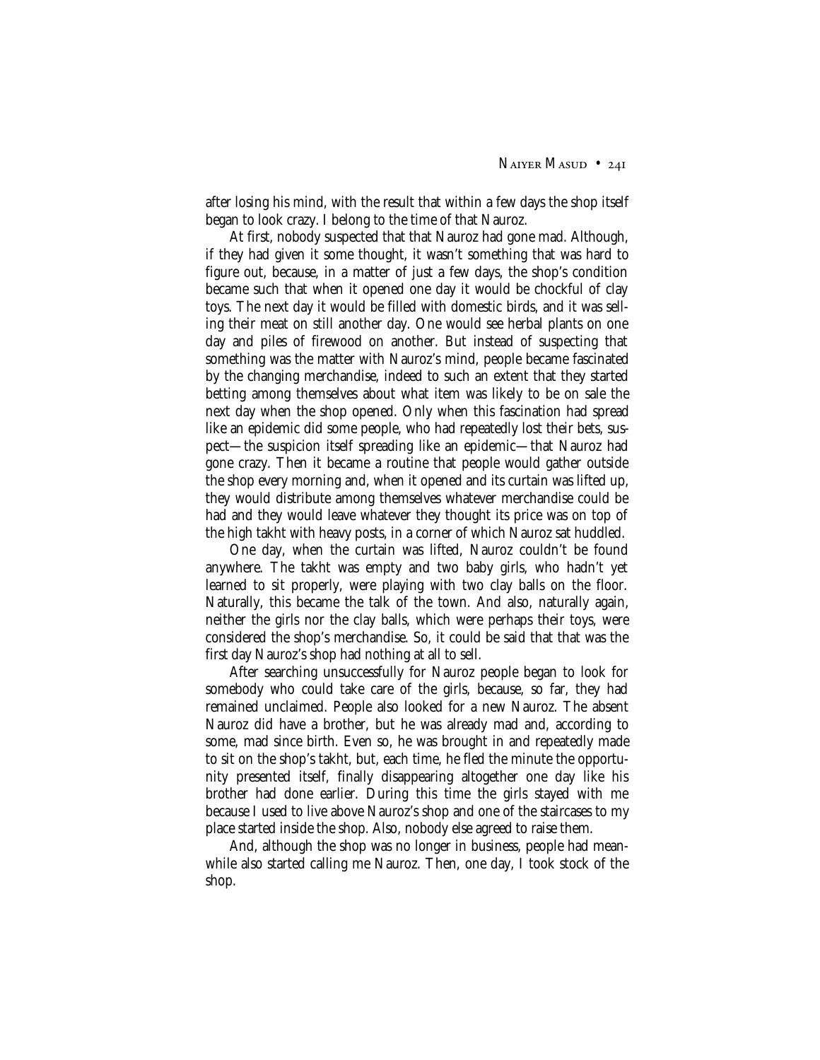after losing his mind, with the result that within a few days the shop itself began to look crazy. I belong to the time of that Nauroz.

At first, nobody suspected that that Nauroz had gone mad. Although, if they had given it some thought, it wasn't something that was hard to figure out, because, in a matter of just a few days, the shop's condition became such that when it opened one day it would be chockful of clay toys. The next day it would be filled with domestic birds, and it was selling their meat on still another day. One would see herbal plants on one day and piles of firewood on another. But instead of suspecting that something was the matter with Nauroz's mind, people became fascinated by the changing merchandise, indeed to such an extent that they started betting among themselves about what item was likely to be on sale the next day when the shop opened. Only when this fascination had spread like an epidemic did some people, who had repeatedly lost their bets, suspect—the suspicion itself spreading like an epidemic—that Nauroz had gone crazy. Then it became a routine that people would gather outside the shop every morning and, when it opened and its curtain was lifted up, they would distribute among themselves whatever merchandise could be had and they would leave whatever they thought its price was on top of the high takht with heavy posts, in a corner of which Nauroz sat huddled.

One day, when the curtain was lifted, Nauroz couldn't be found anywhere. The takht was empty and two baby girls, who hadn't yet learned to sit properly, were playing with two clay balls on the floor. Naturally, this became the talk of the town. And also, naturally again, neither the girls nor the clay balls, which were perhaps their toys, were considered the shop's merchandise. So, it could be said that that was the first day Nauroz's shop had nothing at all to sell.

After searching unsuccessfully for Nauroz people began to look for somebody who could take care of the girls, because, so far, they had remained unclaimed. People also looked for a new Nauroz. The absent Nauroz did have a brother, but he was already mad and, according to some, mad since birth. Even so, he was brought in and repeatedly made to sit on the shop's takht, but, each time, he fled the minute the opportunity presented itself, finally disappearing altogether one day like his brother had done earlier. During this time the girls stayed with me because I used to live above Nauroz's shop and one of the staircases to my place started inside the shop. Also, nobody else agreed to raise them.

And, although the shop was no longer in business, people had meanwhile also started calling me Nauroz. Then, one day, I took stock of the shop.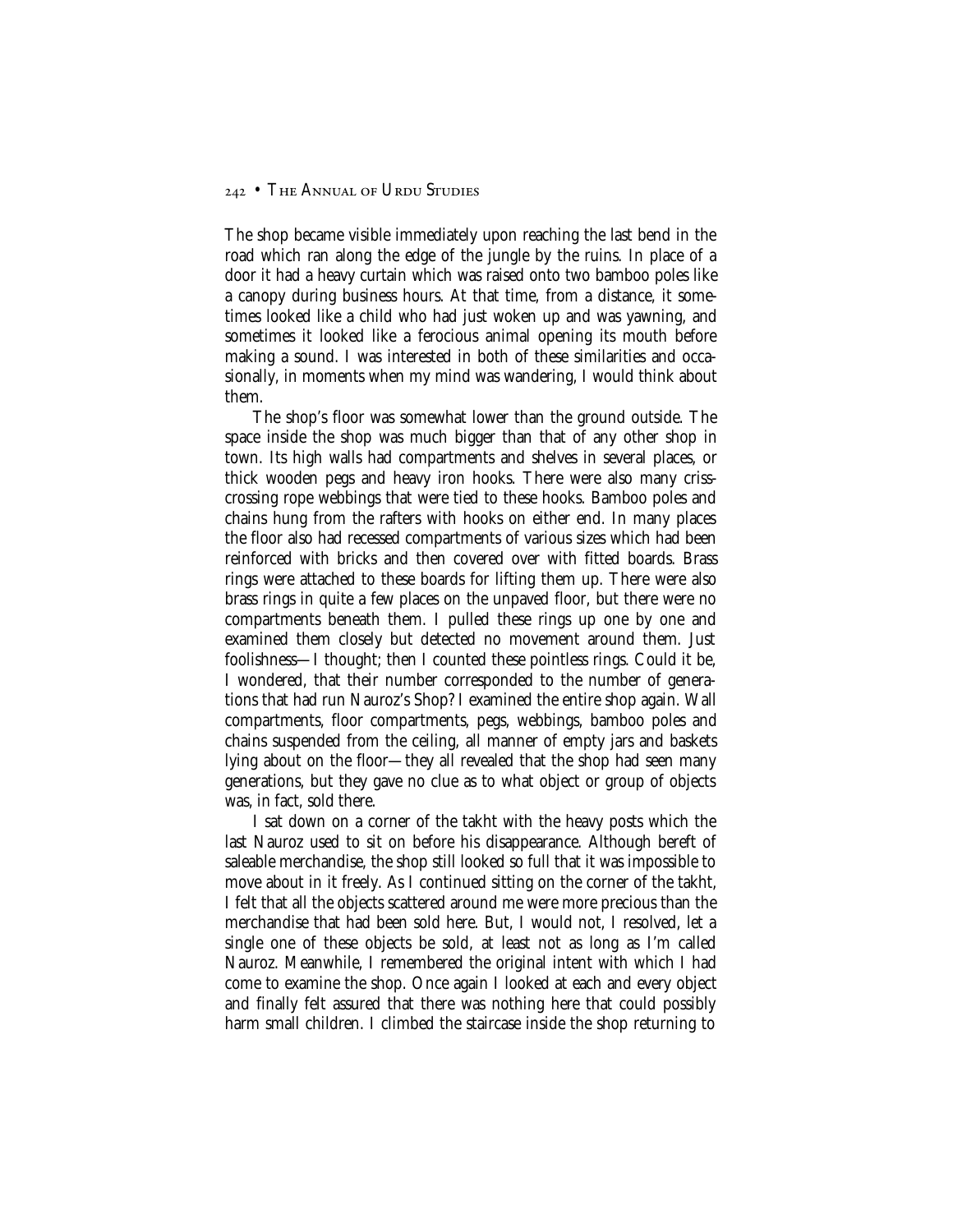The shop became visible immediately upon reaching the last bend in the road which ran along the edge of the jungle by the ruins. In place of a door it had a heavy curtain which was raised onto two bamboo poles like a canopy during business hours. At that time, from a distance, it sometimes looked like a child who had just woken up and was yawning, and sometimes it looked like a ferocious animal opening its mouth before making a sound. I was interested in both of these similarities and occasionally, in moments when my mind was wandering, I would think about them.

The shop's floor was somewhat lower than the ground outside. The space inside the shop was much bigger than that of any other shop in town. Its high walls had compartments and shelves in several places, or thick wooden pegs and heavy iron hooks. There were also many crisscrossing rope webbings that were tied to these hooks. Bamboo poles and chains hung from the rafters with hooks on either end. In many places the floor also had recessed compartments of various sizes which had been reinforced with bricks and then covered over with fitted boards. Brass rings were attached to these boards for lifting them up. There were also brass rings in quite a few places on the unpaved floor, but there were no compartments beneath them. I pulled these rings up one by one and examined them closely but detected no movement around them. Just foolishness—I thought; then I counted these pointless rings. Could it be, I wondered, that their number corresponded to the number of generations that had run Nauroz's Shop? I examined the entire shop again. Wall compartments, floor compartments, pegs, webbings, bamboo poles and chains suspended from the ceiling, all manner of empty jars and baskets lying about on the floor—they all revealed that the shop had seen many generations, but they gave no clue as to what object or group of objects was, in fact, sold there.

I sat down on a corner of the takht with the heavy posts which the last Nauroz used to sit on before his disappearance. Although bereft of saleable merchandise, the shop still looked so full that it was impossible to move about in it freely. As I continued sitting on the corner of the takht, I felt that all the objects scattered around me were more precious than the merchandise that had been sold here. But, I would not, I resolved, let a single one of these objects be sold, at least not as long as I'm called Nauroz. Meanwhile, I remembered the original intent with which I had come to examine the shop. Once again I looked at each and every object and finally felt assured that there was nothing here that could possibly harm small children. I climbed the staircase inside the shop returning to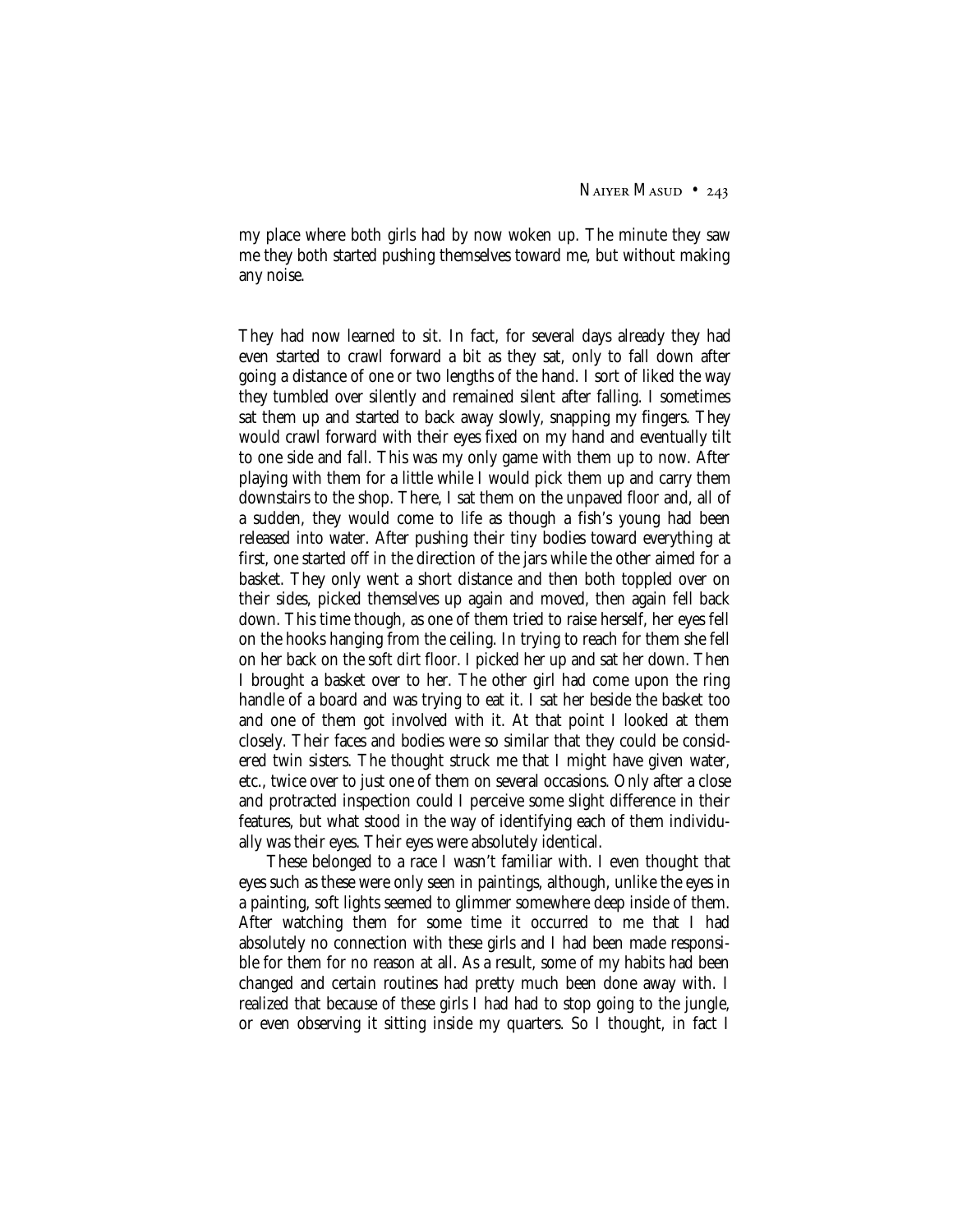my place where both girls had by now woken up. The minute they saw me they both started pushing themselves toward me, but without making any noise.

They had now learned to sit. In fact, for several days already they had even started to crawl forward a bit as they sat, only to fall down after going a distance of one or two lengths of the hand. I sort of liked the way they tumbled over silently and remained silent after falling. I sometimes sat them up and started to back away slowly, snapping my fingers. They would crawl forward with their eyes fixed on my hand and eventually tilt to one side and fall. This was my only game with them up to now. After playing with them for a little while I would pick them up and carry them downstairs to the shop. There, I sat them on the unpaved floor and, all of a sudden, they would come to life as though a fish's young had been released into water. After pushing their tiny bodies toward everything at first, one started off in the direction of the jars while the other aimed for a basket. They only went a short distance and then both toppled over on their sides, picked themselves up again and moved, then again fell back down. This time though, as one of them tried to raise herself, her eyes fell on the hooks hanging from the ceiling. In trying to reach for them she fell on her back on the soft dirt floor. I picked her up and sat her down. Then I brought a basket over to her. The other girl had come upon the ring handle of a board and was trying to eat it. I sat her beside the basket too and one of them got involved with it. At that point I looked at them closely. Their faces and bodies were so similar that they could be considered twin sisters. The thought struck me that I might have given water, etc., twice over to just one of them on several occasions. Only after a close and protracted inspection could I perceive some slight difference in their features, but what stood in the way of identifying each of them individually was their eyes. Their eyes were absolutely identical.

These belonged to a race I wasn't familiar with. I even thought that eyes such as these were only seen in paintings, although, unlike the eyes in a painting, soft lights seemed to glimmer somewhere deep inside of them. After watching them for some time it occurred to me that I had absolutely no connection with these girls and I had been made responsible for them for no reason at all. As a result, some of my habits had been changed and certain routines had pretty much been done away with. I realized that because of these girls I had had to stop going to the jungle, or even observing it sitting inside my quarters. So I thought, in fact I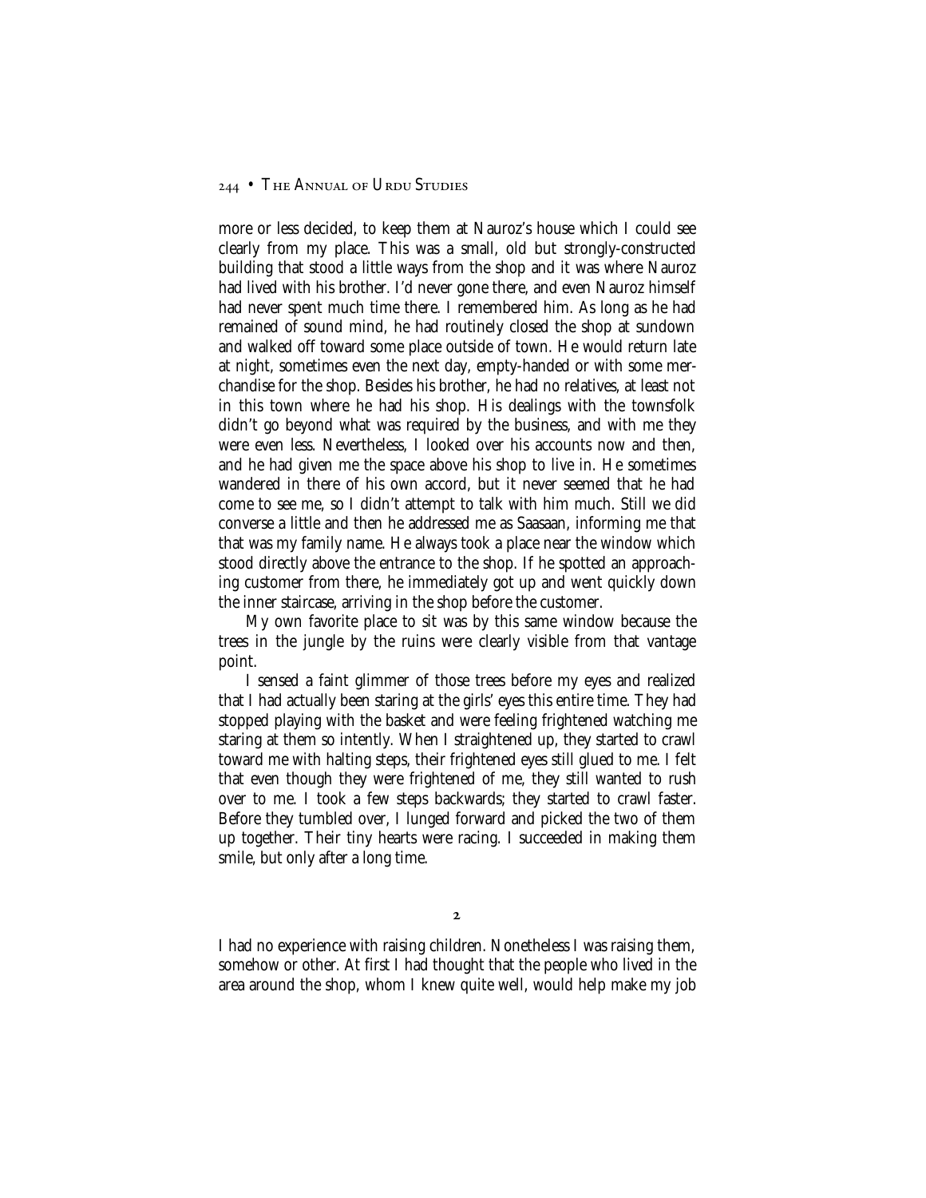more or less decided, to keep them at Nauroz's house which I could see clearly from my place. This was a small, old but strongly-constructed building that stood a little ways from the shop and it was where Nauroz had lived with his brother. I'd never gone there, and even Nauroz himself had never spent much time there. I remembered him. As long as he had remained of sound mind, he had routinely closed the shop at sundown and walked off toward some place outside of town. He would return late at night, sometimes even the next day, empty-handed or with some merchandise for the shop. Besides his brother, he had no relatives, at least not in this town where he had his shop. His dealings with the townsfolk didn't go beyond what was required by the business, and with me they were even less. Nevertheless, I looked over his accounts now and then, and he had given me the space above his shop to live in. He sometimes wandered in there of his own accord, but it never seemed that he had come to see me, so I didn't attempt to talk with him much. Still we did converse a little and then he addressed me as Saasaan, informing me that that was my family name. He always took a place near the window which stood directly above the entrance to the shop. If he spotted an approaching customer from there, he immediately got up and went quickly down the inner staircase, arriving in the shop before the customer.

My own favorite place to sit was by this same window because the trees in the jungle by the ruins were clearly visible from that vantage point.

I sensed a faint glimmer of those trees before my eyes and realized that I had actually been staring at the girls' eyes this entire time. They had stopped playing with the basket and were feeling frightened watching me staring at them so intently. When I straightened up, they started to crawl toward me with halting steps, their frightened eyes still glued to me. I felt that even though they were frightened of me, they still wanted to rush over to me. I took a few steps backwards; they started to crawl faster. Before they tumbled over, I lunged forward and picked the two of them up together. Their tiny hearts were racing. I succeeded in making them smile, but only after a long time.

## 2

I had no experience with raising children. Nonetheless I was raising them, somehow or other. At first I had thought that the people who lived in the area around the shop, whom I knew quite well, would help make my job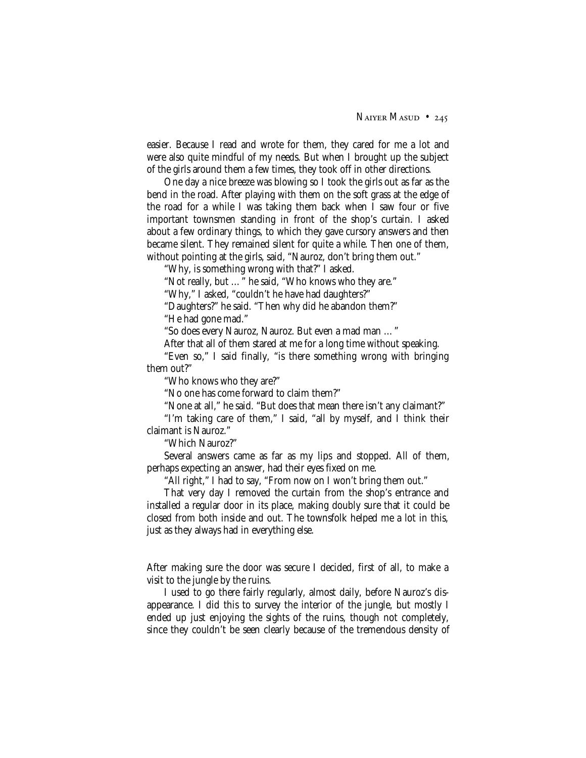easier. Because I read and wrote for them, they cared for me a lot and were also quite mindful of my needs. But when I brought up the subject of the girls around them a few times, they took off in other directions.

One day a nice breeze was blowing so I took the girls out as far as the bend in the road. After playing with them on the soft grass at the edge of the road for a while I was taking them back when I saw four or five important townsmen standing in front of the shop's curtain. I asked about a few ordinary things, to which they gave cursory answers and then became silent. They remained silent for quite a while. Then one of them, without pointing at the girls, said, "Nauroz, don't bring them out."

"Why, is something wrong with that?" I asked.

"Not really, but …" he said, "Who knows who they are."

"Why," I asked, "couldn't he have had daughters?"

"Daughters?" he said. "Then why did he abandon them?"

"He had gone mad."

"So does every Nauroz, Nauroz. But even a mad man …"

After that all of them stared at me for a long time without speaking.

"Even so," I said finally, "is there something wrong with bringing them out?"

"Who knows who they are?"

"No one has come forward to claim them?"

"None at all," he said. "But does that mean there isn't any claimant?"

"I'm taking care of them," I said, "all by myself, and I think their claimant is Nauroz."

"Which Nauroz?"

Several answers came as far as my lips and stopped. All of them, perhaps expecting an answer, had their eyes fixed on me.

"All right," I had to say, "From now on I won't bring them out."

That very day I removed the curtain from the shop's entrance and installed a regular door in its place, making doubly sure that it could be closed from both inside and out. The townsfolk helped me a lot in this, just as they always had in everything else.

After making sure the door was secure I decided, first of all, to make a visit to the jungle by the ruins.

I used to go there fairly regularly, almost daily, before Nauroz's disappearance. I did this to survey the interior of the jungle, but mostly I ended up just enjoying the sights of the ruins, though not completely, since they couldn't be seen clearly because of the tremendous density of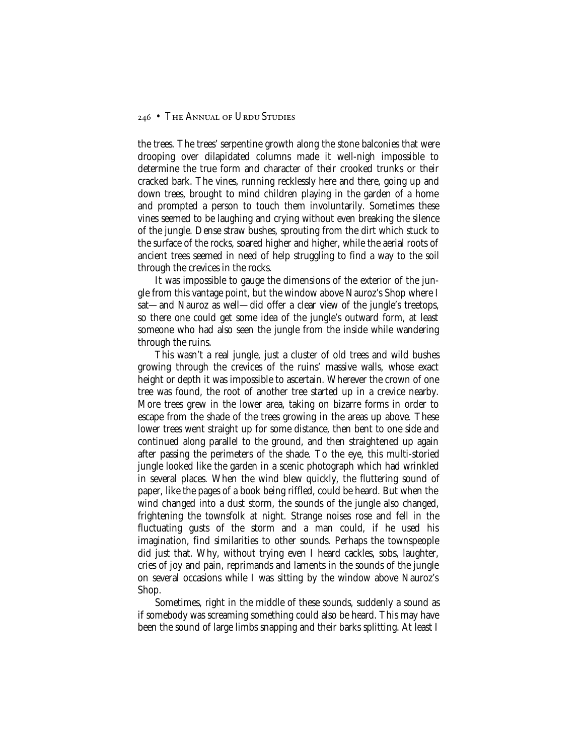the trees. The trees' serpentine growth along the stone balconies that were drooping over dilapidated columns made it well-nigh impossible to determine the true form and character of their crooked trunks or their cracked bark. The vines, running recklessly here and there, going up and down trees, brought to mind children playing in the garden of a home and prompted a person to touch them involuntarily. Sometimes these vines seemed to be laughing and crying without even breaking the silence of the jungle. Dense straw bushes, sprouting from the dirt which stuck to the surface of the rocks, soared higher and higher, while the aerial roots of ancient trees seemed in need of help struggling to find a way to the soil through the crevices in the rocks.

It was impossible to gauge the dimensions of the exterior of the jungle from this vantage point, but the window above Nauroz's Shop where I sat—and Nauroz as well—did offer a clear view of the jungle's treetops, so there one could get some idea of the jungle's outward form, at least someone who had also seen the jungle from the inside while wandering through the ruins.

This wasn't a real jungle, just a cluster of old trees and wild bushes growing through the crevices of the ruins' massive walls, whose exact height or depth it was impossible to ascertain. Wherever the crown of one tree was found, the root of another tree started up in a crevice nearby. More trees grew in the lower area, taking on bizarre forms in order to escape from the shade of the trees growing in the areas up above. These lower trees went straight up for some distance, then bent to one side and continued along parallel to the ground, and then straightened up again after passing the perimeters of the shade. To the eye, this multi-storied jungle looked like the garden in a scenic photograph which had wrinkled in several places. When the wind blew quickly, the fluttering sound of paper, like the pages of a book being riffled, could be heard. But when the wind changed into a dust storm, the sounds of the jungle also changed, frightening the townsfolk at night. Strange noises rose and fell in the fluctuating gusts of the storm and a man could, if he used his imagination, find similarities to other sounds. Perhaps the townspeople did just that. Why, without trying even I heard cackles, sobs, laughter, cries of joy and pain, reprimands and laments in the sounds of the jungle on several occasions while I was sitting by the window above Nauroz's Shop.

Sometimes, right in the middle of these sounds, suddenly a sound as if somebody was screaming something could also be heard. This may have been the sound of large limbs snapping and their barks splitting. At least I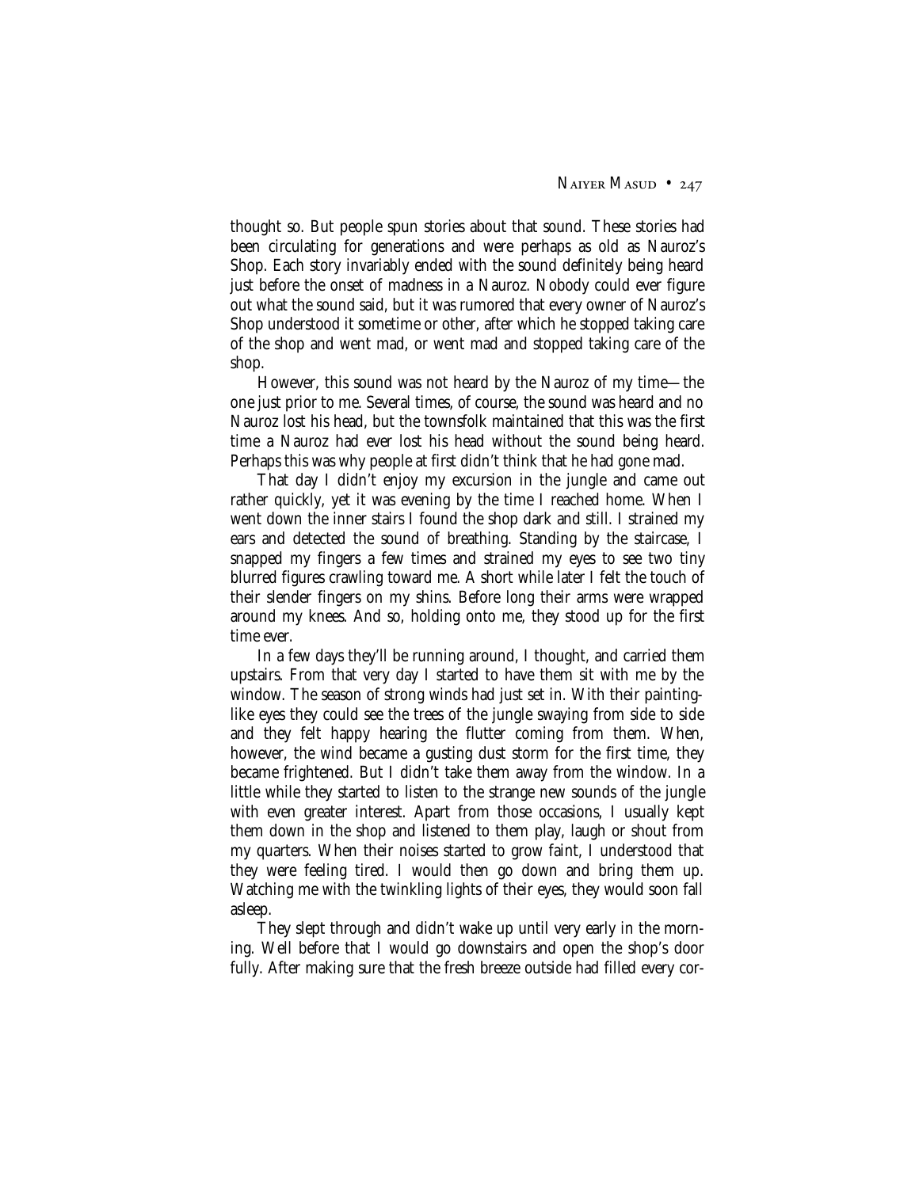thought so. But people spun stories about that sound. These stories had been circulating for generations and were perhaps as old as Nauroz's Shop. Each story invariably ended with the sound definitely being heard just before the onset of madness in a Nauroz. Nobody could ever figure out what the sound said, but it was rumored that every owner of Nauroz's Shop understood it sometime or other, after which he stopped taking care of the shop and went mad, or went mad and stopped taking care of the shop.

However, this sound was not heard by the Nauroz of my time—the one just prior to me. Several times, of course, the sound was heard and no Nauroz lost his head, but the townsfolk maintained that this was the first time a Nauroz had ever lost his head without the sound being heard. Perhaps this was why people at first didn't think that he had gone mad.

That day I didn't enjoy my excursion in the jungle and came out rather quickly, yet it was evening by the time I reached home. When I went down the inner stairs I found the shop dark and still. I strained my ears and detected the sound of breathing. Standing by the staircase, I snapped my fingers a few times and strained my eyes to see two tiny blurred figures crawling toward me. A short while later I felt the touch of their slender fingers on my shins. Before long their arms were wrapped around my knees. And so, holding onto me, they stood up for the first time ever.

In a few days they'll be running around, I thought, and carried them upstairs. From that very day I started to have them sit with me by the window. The season of strong winds had just set in. With their painting-like eyes they could see the trees of the jungle swaying from side to side and they felt happy hearing the flutter coming from them. When, however, the wind became a gusting dust storm for the first time, they became frightened. But I didn't take them away from the window. In a little while they started to listen to the strange new sounds of the jungle with even greater interest. Apart from those occasions, I usually kept them down in the shop and listened to them play, laugh or shout from my quarters. When their noises started to grow faint, I understood that they were feeling tired. I would then go down and bring them up. Watching me with the twinkling lights of their eyes, they would soon fall asleep.

They slept through and didn't wake up until very early in the morning. Well before that I would go downstairs and open the shop's door fully. After making sure that the fresh breeze outside had filled every cor-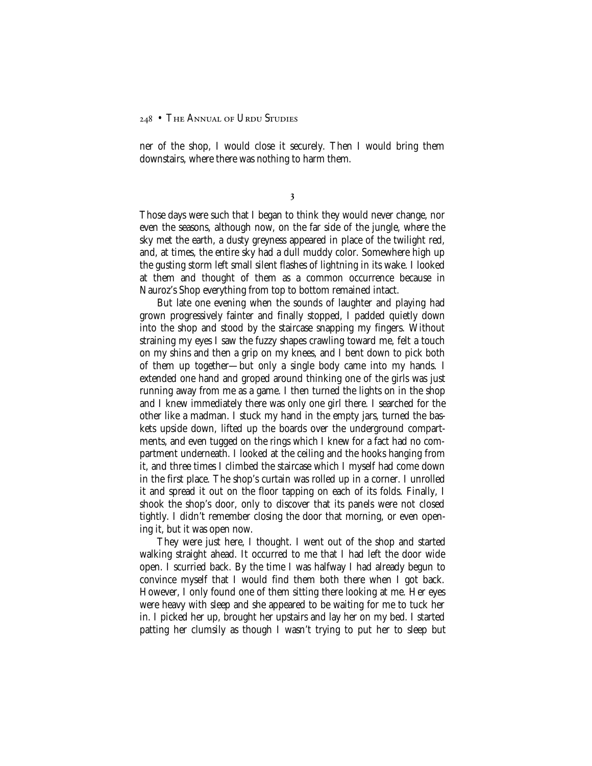ner of the shop, I would close it securely. Then I would bring them downstairs, where there was nothing to harm them.

**3**

Those days were such that I began to think they would never change, nor even the seasons, although now, on the far side of the jungle, where the sky met the earth, a dusty greyness appeared in place of the twilight red, and, at times, the entire sky had a dull muddy color. Somewhere high up the gusting storm left small silent flashes of lightning in its wake. I looked at them and thought of them as a common occurrence because in Nauroz's Shop everything from top to bottom remained intact.

But late one evening when the sounds of laughter and playing had grown progressively fainter and finally stopped, I padded quietly down into the shop and stood by the staircase snapping my fingers. Without straining my eyes I saw the fuzzy shapes crawling toward me, felt a touch on my shins and then a grip on my knees, and I bent down to pick both of them up together—but only a single body came into my hands. I extended one hand and groped around thinking one of the girls was just running away from me as a game. I then turned the lights on in the shop and I knew immediately there was only one girl there. I searched for the other like a madman. I stuck my hand in the empty jars, turned the baskets upside down, lifted up the boards over the underground compartments, and even tugged on the rings which I knew for a fact had no compartment underneath. I looked at the ceiling and the hooks hanging from it, and three times I climbed the staircase which I myself had come down in the first place. The shop's curtain was rolled up in a corner. I unrolled it and spread it out on the floor tapping on each of its folds. Finally, I shook the shop's door, only to discover that its panels were not closed tightly. I didn't remember closing the door that morning, or even opening it, but it was open now.

They were just here, I thought. I went out of the shop and started walking straight ahead. It occurred to me that I had left the door wide open. I scurried back. By the time I was halfway I had already begun to convince myself that I would find them both there when I got back. However, I only found one of them sitting there looking at me. Her eyes were heavy with sleep and she appeared to be waiting for me to tuck her in. I picked her up, brought her upstairs and lay her on my bed. I started patting her clumsily as though I wasn't trying to put her to sleep but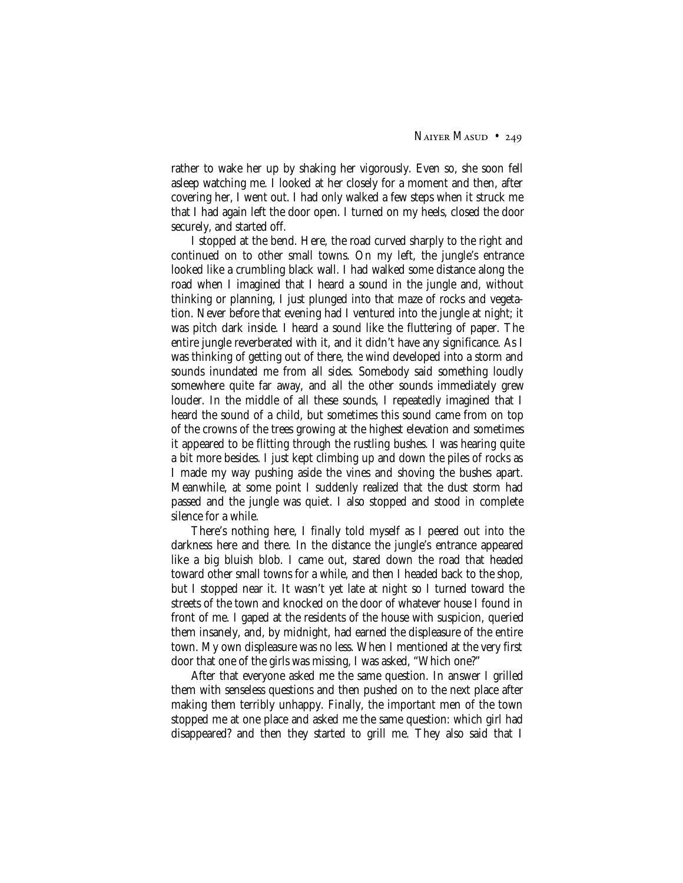rather to wake her up by shaking her vigorously. Even so, she soon fell asleep watching me. I looked at her closely for a moment and then, after covering her, I went out. I had only walked a few steps when it struck me that I had again left the door open. I turned on my heels, closed the door securely, and started off.

I stopped at the bend. Here, the road curved sharply to the right and continued on to other small towns. On my left, the jungle's entrance looked like a crumbling black wall. I had walked some distance along the road when I imagined that I heard a sound in the jungle and, without thinking or planning, I just plunged into that maze of rocks and vegetation. Never before that evening had I ventured into the jungle at night; it was pitch dark inside. I heard a sound like the fluttering of paper. The entire jungle reverberated with it, and it didn't have any significance. As I was thinking of getting out of there, the wind developed into a storm and sounds inundated me from all sides. Somebody said something loudly somewhere quite far away, and all the other sounds immediately grew louder. In the middle of all these sounds, I repeatedly imagined that I heard the sound of a child, but sometimes this sound came from on top of the crowns of the trees growing at the highest elevation and sometimes it appeared to be flitting through the rustling bushes. I was hearing quite a bit more besides. I just kept climbing up and down the piles of rocks as I made my way pushing aside the vines and shoving the bushes apart. Meanwhile, at some point I suddenly realized that the dust storm had passed and the jungle was quiet. I also stopped and stood in complete silence for a while.

There's nothing here, I finally told myself as I peered out into the darkness here and there. In the distance the jungle's entrance appeared like a big bluish blob. I came out, stared down the road that headed toward other small towns for a while, and then I headed back to the shop, but I stopped near it. It wasn't yet late at night so I turned toward the streets of the town and knocked on the door of whatever house I found in front of me. I gaped at the residents of the house with suspicion, queried them insanely, and, by midnight, had earned the displeasure of the entire town. My own displeasure was no less. When I mentioned at the very first door that one of the girls was missing, I was asked, "Which one?"

After that everyone asked me the same question. In answer I grilled them with senseless questions and then pushed on to the next place after making them terribly unhappy. Finally, the important men of the town stopped me at one place and asked me the same question: which girl had disappeared? and then they started to grill me. They also said that I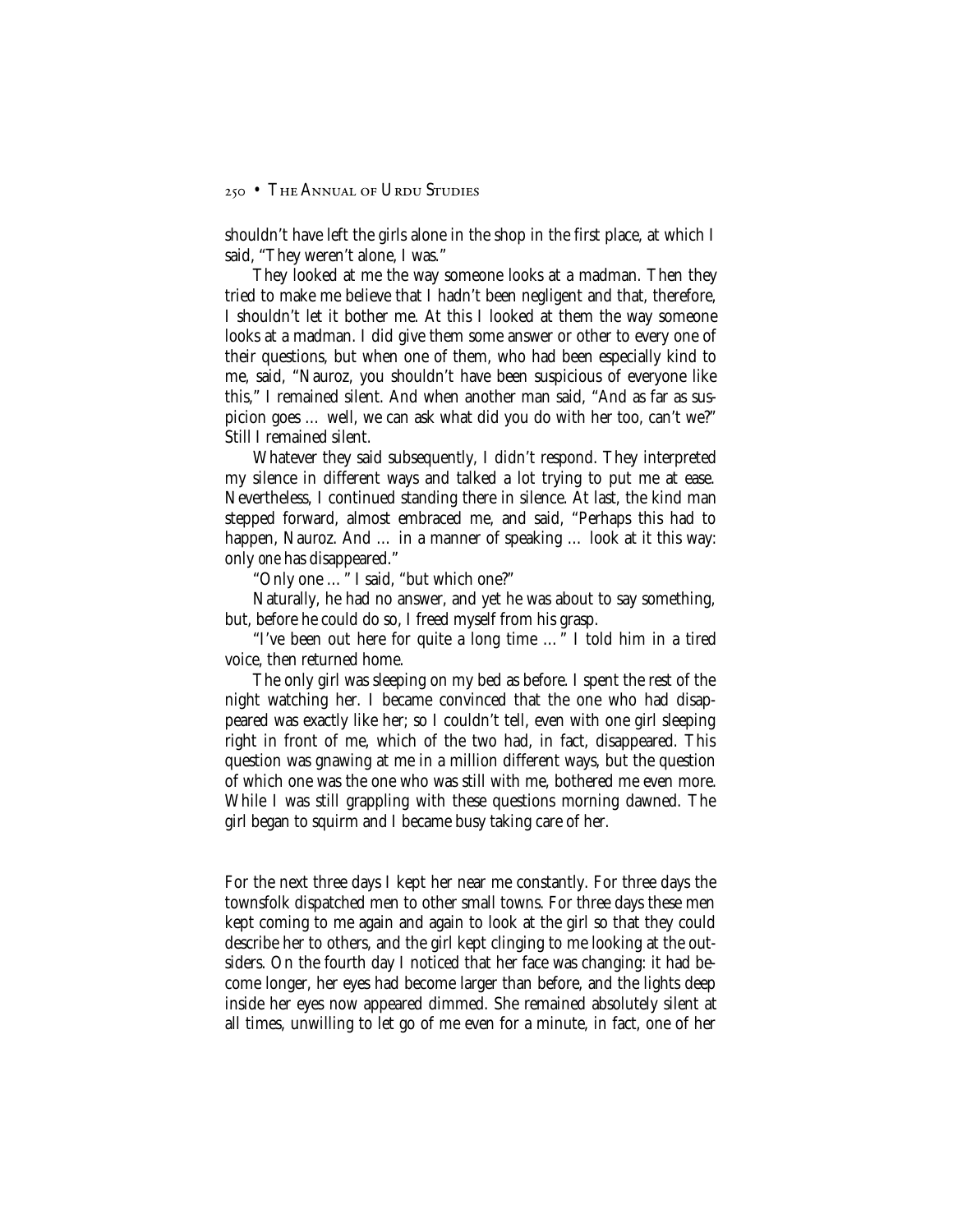shouldn't have left the girls alone in the shop in the first place, at which I said, "They weren't alone, I was."

They looked at me the way someone looks at a madman. Then they tried to make me believe that I hadn't been negligent and that, therefore, I shouldn't let it bother me. At this I looked at them the way someone looks at a madman. I did give them some answer or other to every one of their questions, but when one of them, who had been especially kind to me, said, "Nauroz, you shouldn't have been suspicious of everyone like this," I remained silent. And when another man said, "And as far as suspicion goes … well, we can ask what did you do with her too, can't we?" Still I remained silent.

Whatever they said subsequently, I didn't respond. They interpreted my silence in different ways and talked a lot trying to put me at ease. Nevertheless, I continued standing there in silence. At last, the kind man stepped forward, almost embraced me, and said, "Perhaps this had to happen, Nauroz. And … in a manner of speaking … look at it this way: only *one* has disappeared."

"Only one … " I said, "but which one?"

Naturally, he had no answer, and yet he was about to say something, but, before he could do so, I freed myself from his grasp.

"I've been out here for quite a long time … " I told him in a tired voice, then returned home.

The only girl was sleeping on my bed as before. I spent the rest of the night watching her. I became convinced that the one who had disappeared was exactly like her; so I couldn't tell, even with one girl sleeping right in front of me, which of the two had, in fact, disappeared. This question was gnawing at me in a million different ways, but the question of which one was the one who was still with me, bothered me even more. While I was still grappling with these questions morning dawned. The girl began to squirm and I became busy taking care of her.

For the next three days I kept her near me constantly. For three days the townsfolk dispatched men to other small towns. For three days these men kept coming to me again and again to look at the girl so that they could describe her to others, and the girl kept clinging to me looking at the outsiders. On the fourth day I noticed that her face was changing: it had become longer, her eyes had become larger than before, and the lights deep inside her eyes now appeared dimmed. She remained absolutely silent at all times, unwilling to let go of me even for a minute, in fact, one of her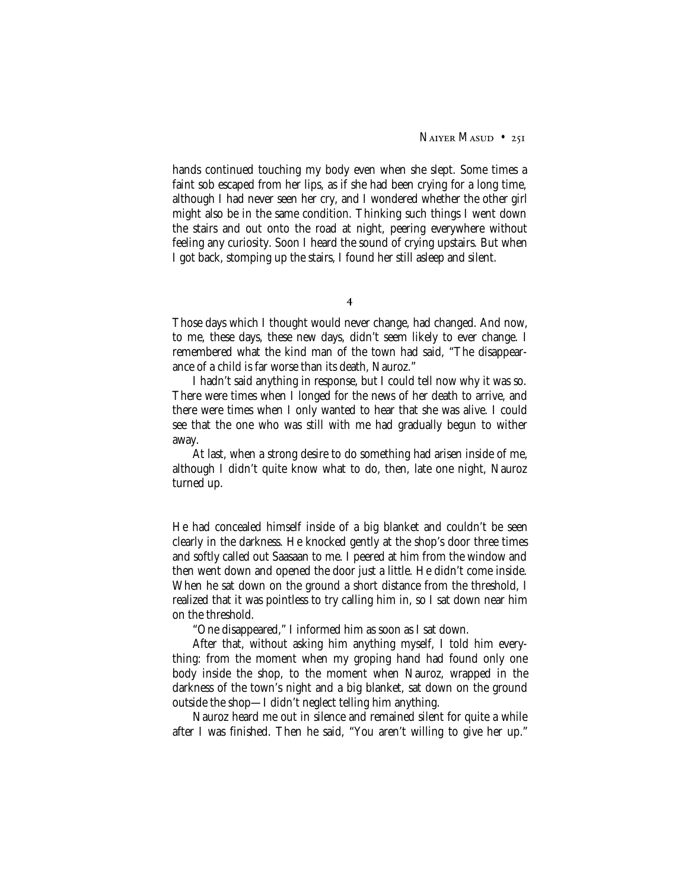hands continued touching my body even when she slept. Some times a faint sob escaped from her lips, as if she had been crying for a long time, although I had never seen her cry, and I wondered whether the other girl might also be in the same condition. Thinking such things I went down the stairs and out onto the road at night, peering everywhere without feeling any curiosity. Soon I heard the sound of crying upstairs. But when I got back, stomping up the stairs, I found her still asleep and silent.

4

Those days which I thought would never change, had changed. And now, to me, these days, these new days, didn't seem likely to ever change. I remembered what the kind man of the town had said, "The disappearance of a child is far worse than its death, Nauroz."

I hadn't said anything in response, but I could tell now why it was so. There were times when I longed for the news of her death to arrive, and there were times when I only wanted to hear that she was alive. I could see that the one who was still with me had gradually begun to wither away.

At last, when a strong desire to do something had arisen inside of me, although I didn't quite know what to do, then, late one night, Nauroz turned up.

He had concealed himself inside of a big blanket and couldn't be seen clearly in the darkness. He knocked gently at the shop's door three times and softly called out Saasaan to me. I peered at him from the window and then went down and opened the door just a little. He didn't come inside. When he sat down on the ground a short distance from the threshold, I realized that it was pointless to try calling him in, so I sat down near him on the threshold.

"One disappeared," I informed him as soon as I sat down.

After that, without asking him anything myself, I told him everything: from the moment when my groping hand had found only one body inside the shop, to the moment when Nauroz, wrapped in the darkness of the town's night and a big blanket, sat down on the ground outside the shop—I didn't neglect telling him anything.

Nauroz heard me out in silence and remained silent for quite a while after I was finished. Then he said, "You aren't willing to give her up."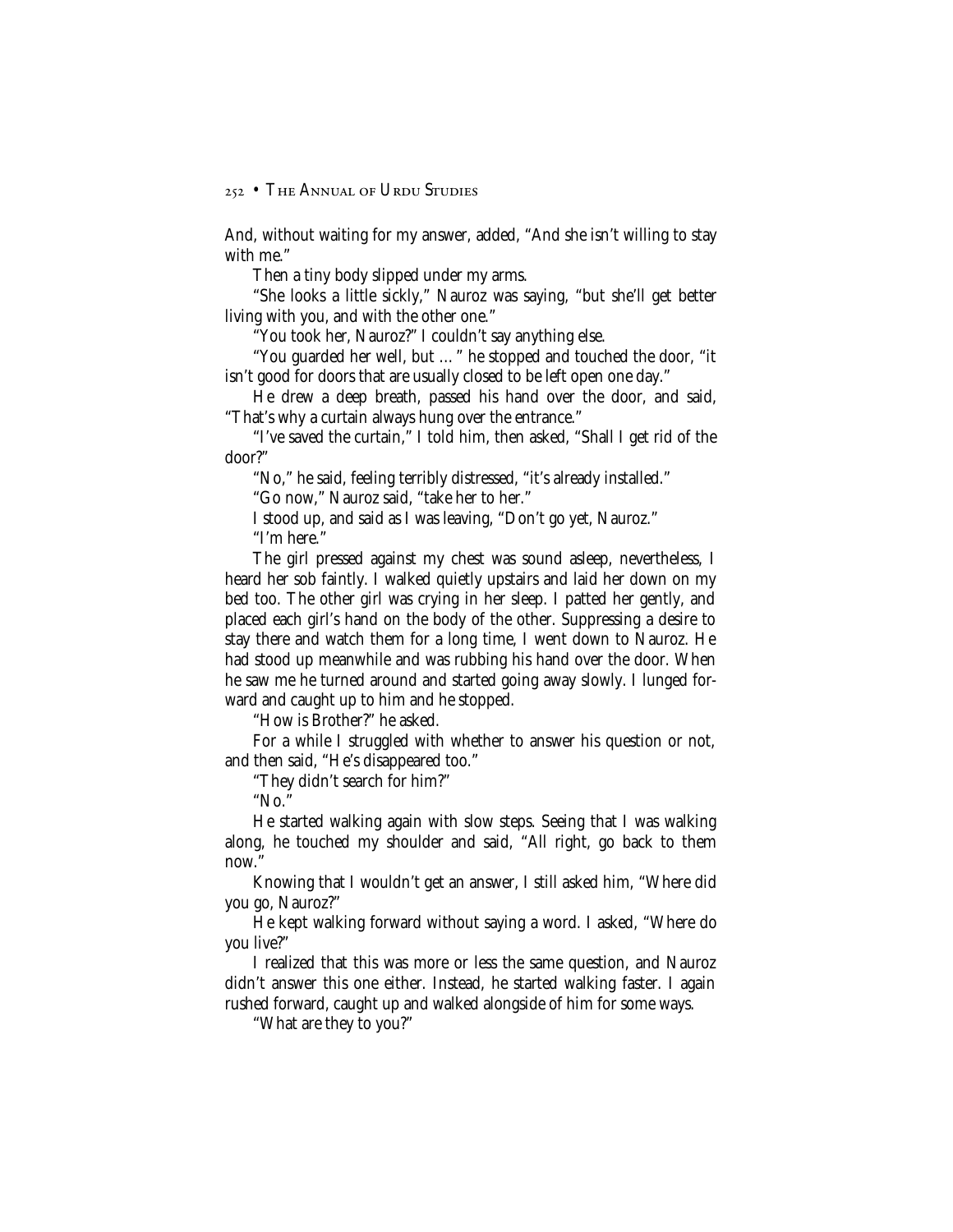And, without waiting for my answer, added, "And she isn't willing to stay with me."

Then a tiny body slipped under my arms.

"She looks a little sickly," Nauroz was saying, "but she'll get better living with you, and with the other one."

"You took her, Nauroz?" I couldn't say anything else.

"You guarded her well, but … " he stopped and touched the door, "it isn't good for doors that are usually closed to be left open one day."

He drew a deep breath, passed his hand over the door, and said, "That's why a curtain always hung over the entrance."

"I've saved the curtain," I told him, then asked, "Shall I get rid of the door?"

"No," he said, feeling terribly distressed, "it's already installed."

"Go now," Nauroz said, "take her to her."

I stood up, and said as I was leaving, "Don't go yet, Nauroz."

"I'm here."

The girl pressed against my chest was sound asleep, nevertheless, I heard her sob faintly. I walked quietly upstairs and laid her down on my bed too. The other girl was crying in her sleep. I patted her gently, and placed each girl's hand on the body of the other. Suppressing a desire to stay there and watch them for a long time, I went down to Nauroz. He had stood up meanwhile and was rubbing his hand over the door. When he saw me he turned around and started going away slowly. I lunged forward and caught up to him and he stopped.

"How is Brother?" he asked.

For a while I struggled with whether to answer his question or not, and then said, "He's disappeared too."

"They didn't search for him?"

"No."

He started walking again with slow steps. Seeing that I was walking along, he touched my shoulder and said, "All right, go back to them now."

Knowing that I wouldn't get an answer, I still asked him, "Where did you go, Nauroz?"

He kept walking forward without saying a word. I asked, "Where do you live?"

I realized that this was more or less the same question, and Nauroz didn't answer this one either. Instead, he started walking faster. I again rushed forward, caught up and walked alongside of him for some ways.

"What are they to you?"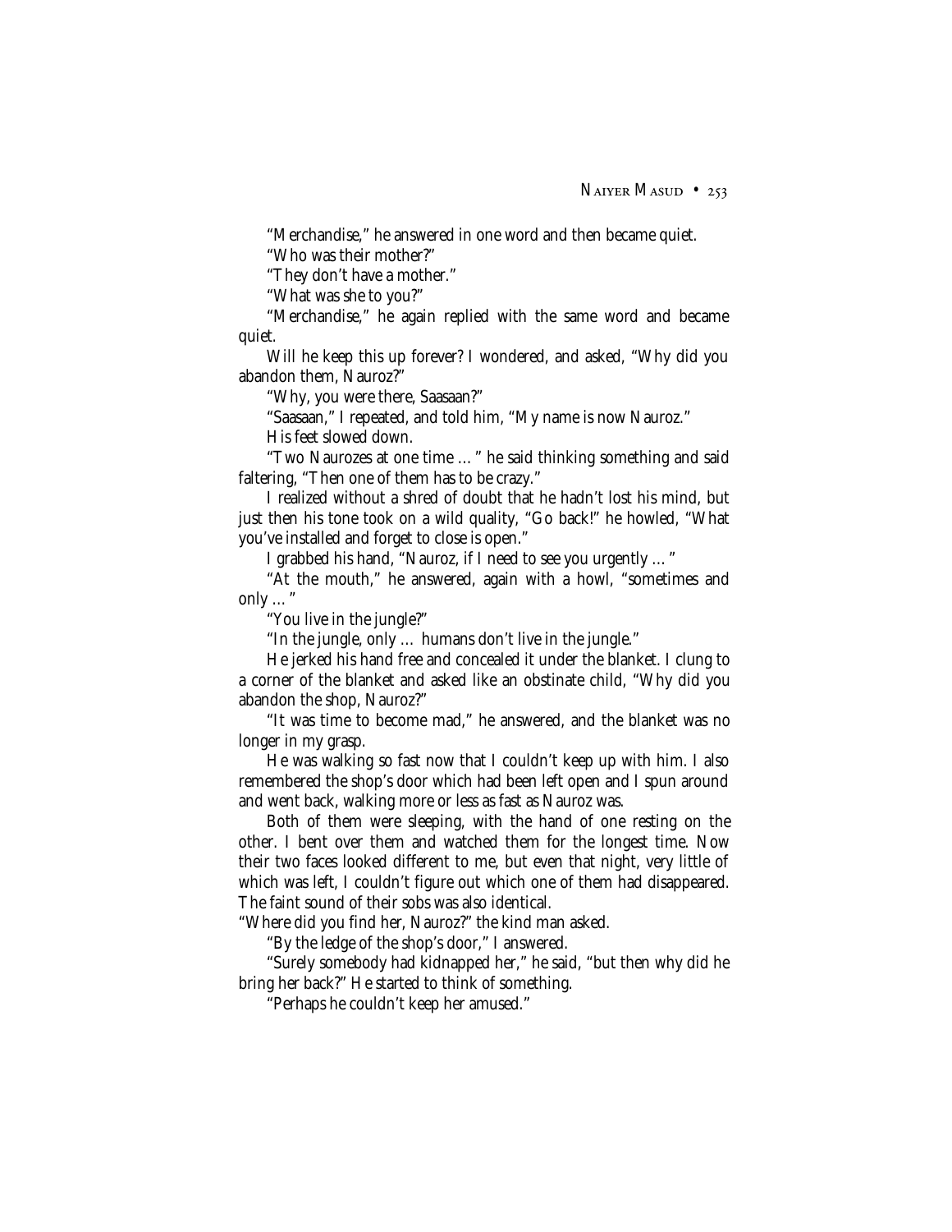"Merchandise," he answered in one word and then became quiet.

"Who was their mother?"

"They don't have a mother."

"What was she to you?"

"Merchandise," he again replied with the same word and became quiet.

Will he keep this up forever? I wondered, and asked, "Why did you abandon them, Nauroz?"

"Why, you were there, Saasaan?"

"Saasaan," I repeated, and told him, "My name is now Nauroz."

His feet slowed down.

"Two Naurozes at one time …" he said thinking something and said faltering, "Then one of them has to be crazy."

I realized without a shred of doubt that he hadn't lost his mind, but just then his tone took on a wild quality, "Go back!" he howled, "What you've installed and forget to close is open."

I grabbed his hand, "Nauroz, if I need to see you urgently …"

"At the mouth," he answered, again with a howl, "sometimes and only …"

"You live in the jungle?"

"In the jungle, only … humans don't live in the jungle."

He jerked his hand free and concealed it under the blanket. I clung to a corner of the blanket and asked like an obstinate child, "Why did you abandon the shop, Nauroz?"

"It was time to become mad," he answered, and the blanket was no longer in my grasp.

He was walking so fast now that I couldn't keep up with him. I also remembered the shop's door which had been left open and I spun around and went back, walking more or less as fast as Nauroz was.

Both of them were sleeping, with the hand of one resting on the other. I bent over them and watched them for the longest time. Now their two faces looked different to me, but even that night, very little of which was left, I couldn't figure out which one of them had disappeared. The faint sound of their sobs was also identical.

"Where did you find her, Nauroz?" the kind man asked.

"By the ledge of the shop's door," I answered.

"Surely somebody had kidnapped her," he said, "but then why did he bring her back?" He started to think of something.

"Perhaps he couldn't keep her amused."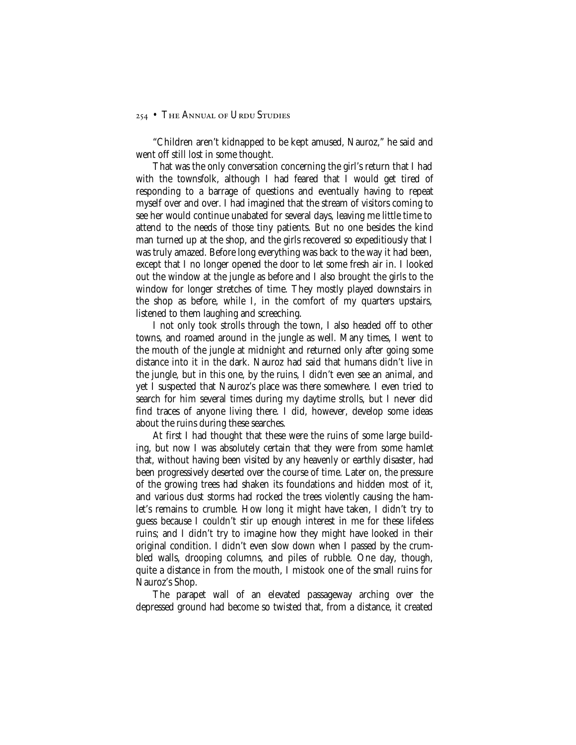"Children aren't kidnapped to be kept amused, Nauroz," he said and went off still lost in some thought.

That was the only conversation concerning the girl's return that I had with the townsfolk, although I had feared that I would get tired of responding to a barrage of questions and eventually having to repeat myself over and over. I had imagined that the stream of visitors coming to see her would continue unabated for several days, leaving me little time to attend to the needs of those tiny patients. But no one besides the kind man turned up at the shop, and the girls recovered so expeditiously that I was truly amazed. Before long everything was back to the way it had been, except that I no longer opened the door to let some fresh air in. I looked out the window at the jungle as before and I also brought the girls to the window for longer stretches of time. They mostly played downstairs in the shop as before, while I, in the comfort of my quarters upstairs, listened to them laughing and screeching.

I not only took strolls through the town, I also headed off to other towns, and roamed around in the jungle as well. Many times, I went to the mouth of the jungle at midnight and returned only after going some distance into it in the dark. Nauroz had said that humans didn't live in the jungle, but in this one, by the ruins, I didn't even see an animal, and yet I suspected that Nauroz's place was there somewhere. I even tried to search for him several times during my daytime strolls, but I never did find traces of anyone living there. I did, however, develop some ideas about the ruins during these searches.

At first I had thought that these were the ruins of some large building, but now I was absolutely certain that they were from some hamlet that, without having been visited by any heavenly or earthly disaster, had been progressively deserted over the course of time. Later on, the pressure of the growing trees had shaken its foundations and hidden most of it, and various dust storms had rocked the trees violently causing the hamlet's remains to crumble. How long it might have taken, I didn't try to guess because I couldn't stir up enough interest in me for these lifeless ruins; and I didn't try to imagine how they might have looked in their original condition. I didn't even slow down when I passed by the crumbled walls, drooping columns, and piles of rubble. One day, though, quite a distance in from the mouth, I mistook one of the small ruins for Nauroz's Shop.

The parapet wall of an elevated passageway arching over the depressed ground had become so twisted that, from a distance, it created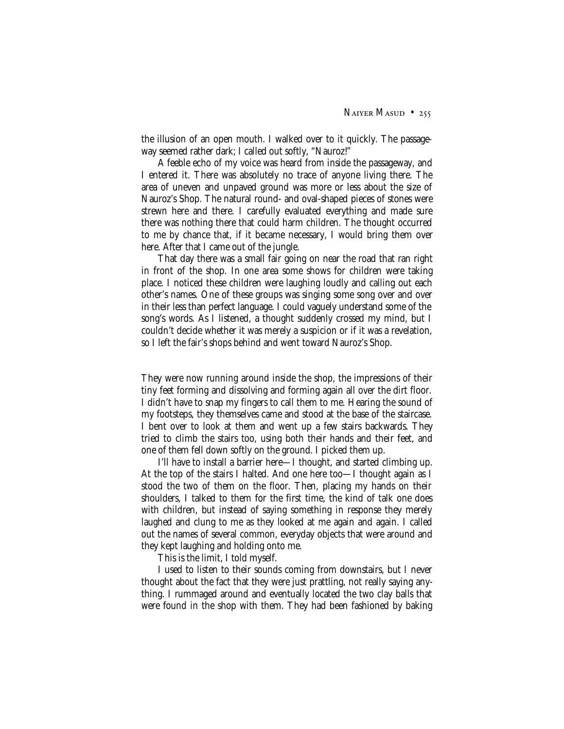the illusion of an open mouth. I walked over to it quickly. The passageway seemed rather dark; I called out softly, "Nauroz!"

A feeble echo of my voice was heard from inside the passageway, and I entered it. There was absolutely no trace of anyone living there. The area of uneven and unpaved ground was more or less about the size of Nauroz's Shop. The natural round- and oval-shaped pieces of stones were strewn here and there. I carefully evaluated everything and made sure there was nothing there that could harm children. The thought occurred to me by chance that, if it became necessary, I would bring them over here. After that I came out of the jungle.

That day there was a small fair going on near the road that ran right in front of the shop. In one area some shows for children were taking place. I noticed these children were laughing loudly and calling out each other's names. One of these groups was singing some song over and over in their less than perfect language. I could vaguely understand some of the song's words. As I listened, a thought suddenly crossed my mind, but I couldn't decide whether it was merely a suspicion or if it was a revelation, so I left the fair's shops behind and went toward Nauroz's Shop.

They were now running around inside the shop, the impressions of their tiny feet forming and dissolving and forming again all over the dirt floor. I didn't have to snap my fingers to call them to me. Hearing the sound of my footsteps, they themselves came and stood at the base of the staircase. I bent over to look at them and went up a few stairs backwards. They tried to climb the stairs too, using both their hands and their feet, and one of them fell down softly on the ground. I picked them up.

I'll have to install a barrier here—I thought, and started climbing up. At the top of the stairs I halted. And one here too—I thought again as I stood the two of them on the floor. Then, placing my hands on their shoulders, I talked to them for the first time, the kind of talk one does with children, but instead of saying something in response they merely laughed and clung to me as they looked at me again and again. I called out the names of several common, everyday objects that were around and they kept laughing and holding onto me.

This is the limit, I told myself.

I used to listen to their sounds coming from downstairs, but I never thought about the fact that they were just prattling, not really saying anything. I rummaged around and eventually located the two clay balls that were found in the shop with them. They had been fashioned by baking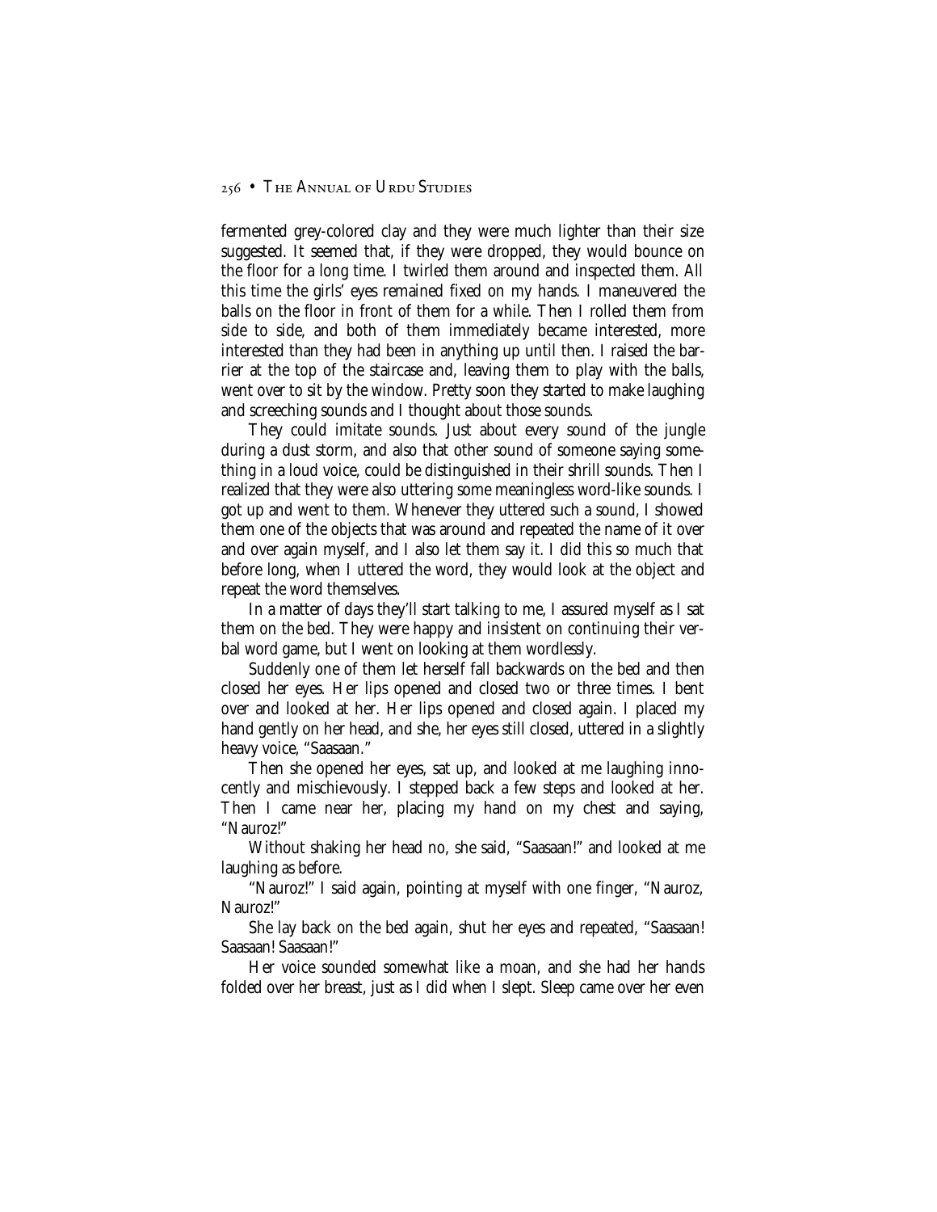fermented grey-colored clay and they were much lighter than their size suggested. It seemed that, if they were dropped, they would bounce on the floor for a long time. I twirled them around and inspected them. All this time the girls' eyes remained fixed on my hands. I maneuvered the balls on the floor in front of them for a while. Then I rolled them from side to side, and both of them immediately became interested, more interested than they had been in anything up until then. I raised the barrier at the top of the staircase and, leaving them to play with the balls, went over to sit by the window. Pretty soon they started to make laughing and screeching sounds and I thought about those sounds.

They could imitate sounds. Just about every sound of the jungle during a dust storm, and also that other sound of someone saying something in a loud voice, could be distinguished in their shrill sounds. Then I realized that they were also uttering some meaningless word-like sounds. I got up and went to them. Whenever they uttered such a sound, I showed them one of the objects that was around and repeated the name of it over and over again myself, and I also let them say it. I did this so much that before long, when I uttered the word, they would look at the object and repeat the word themselves.

In a matter of days they'll start talking to me, I assured myself as I sat them on the bed. They were happy and insistent on continuing their verbal word game, but I went on looking at them wordlessly.

Suddenly one of them let herself fall backwards on the bed and then closed her eyes. Her lips opened and closed two or three times. I bent over and looked at her. Her lips opened and closed again. I placed my hand gently on her head, and she, her eyes still closed, uttered in a slightly heavy voice, "Saasaan."

Then she opened her eyes, sat up, and looked at me laughing innocently and mischievously. I stepped back a few steps and looked at her. Then I came near her, placing my hand on my chest and saying, "Nauroz!"

Without shaking her head no, she said, "Saasaan!" and looked at me laughing as before.

"Nauroz!" I said again, pointing at myself with one finger, "Nauroz, Nauroz!"

She lay back on the bed again, shut her eyes and repeated, "Saasaan! Saasaan! Saasaan!"

Her voice sounded somewhat like a moan, and she had her hands folded over her breast, just as I did when I slept. Sleep came over her even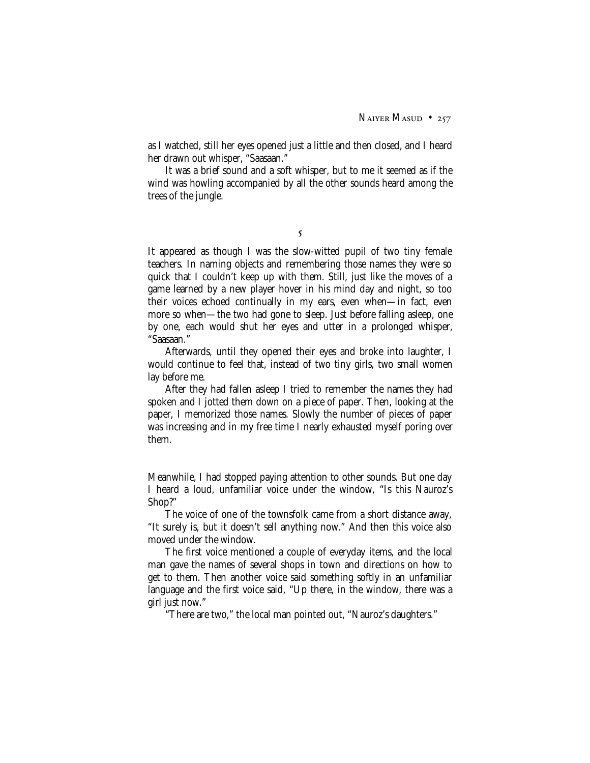as I watched, still her eyes opened just a little and then closed, and I heard her drawn out whisper, "Saasaan."

It was a brief sound and a soft whisper, but to me it seemed as if the wind was howling accompanied by all the other sounds heard among the trees of the jungle.

5

It appeared as though I was the slow-witted pupil of two tiny female teachers. In naming objects and remembering those names they were so quick that I couldn't keep up with them. Still, just like the moves of a game learned by a new player hover in his mind day and night, so too their voices echoed continually in my ears, even when—in fact, even more so when—the two had gone to sleep. Just before falling asleep, one by one, each would shut her eyes and utter in a prolonged whisper, "Saasaan."

Afterwards, until they opened their eyes and broke into laughter, I would continue to feel that, instead of two tiny girls, two small women lay before me.

After they had fallen asleep I tried to remember the names they had spoken and I jotted them down on a piece of paper. Then, looking at the paper, I memorized those names. Slowly the number of pieces of paper was increasing and in my free time I nearly exhausted myself poring over them.

Meanwhile, I had stopped paying attention to other sounds. But one day I heard a loud, unfamiliar voice under the window, "Is this Nauroz's Shop?"

The voice of one of the townsfolk came from a short distance away, "It surely is, but it doesn't sell anything now." And then this voice also moved under the window.

The first voice mentioned a couple of everyday items, and the local man gave the names of several shops in town and directions on how to get to them. Then another voice said something softly in an unfamiliar language and the first voice said, "Up there, in the window, there was a girl just now."

"There are two," the local man pointed out, "Nauroz's daughters."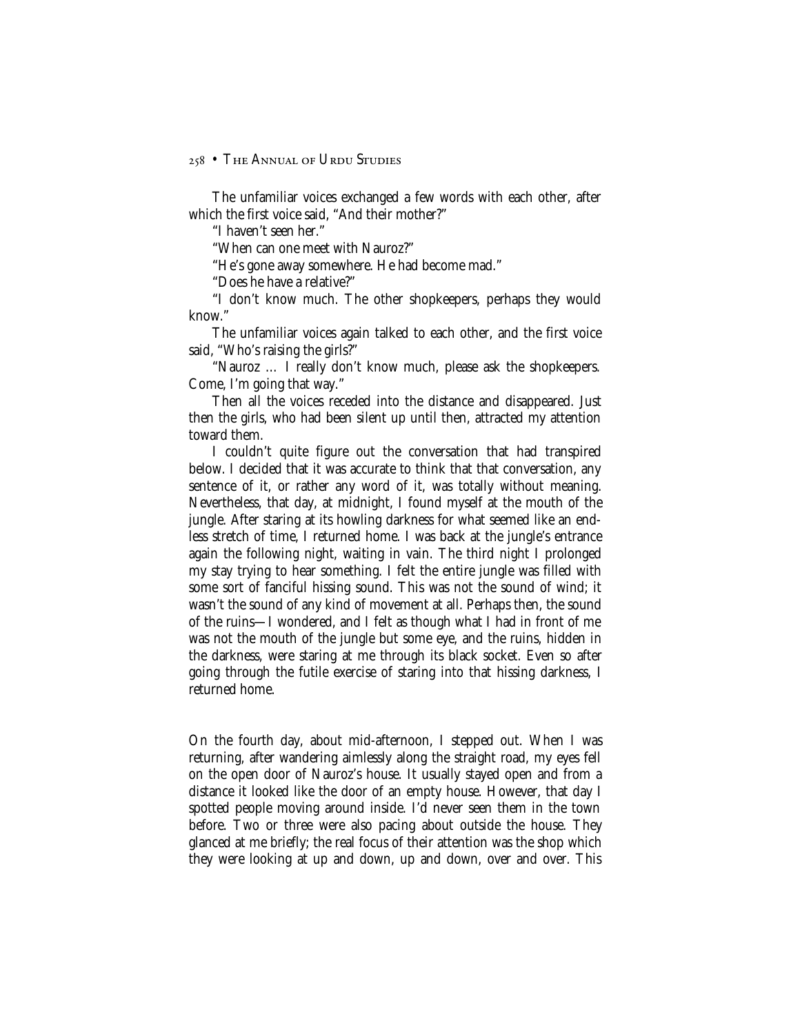The unfamiliar voices exchanged a few words with each other, after which the first voice said, "And their mother?"

"I haven't seen her."

"When can one meet with Nauroz?"

"He's gone away somewhere. He had become mad."

"Does he have a relative?"

"I don't know much. The other shopkeepers, perhaps they would know."

The unfamiliar voices again talked to each other, and the first voice said, "Who's raising the girls?"

"Nauroz … I really don't know much, please ask the shopkeepers. Come, I'm going that way."

Then all the voices receded into the distance and disappeared. Just then the girls, who had been silent up until then, attracted my attention toward them.

I couldn't quite figure out the conversation that had transpired below. I decided that it was accurate to think that that conversation, any sentence of it, or rather any word of it, was totally without meaning. Nevertheless, that day, at midnight, I found myself at the mouth of the jungle. After staring at its howling darkness for what seemed like an endless stretch of time, I returned home. I was back at the jungle's entrance again the following night, waiting in vain. The third night I prolonged my stay trying to hear something. I felt the entire jungle was filled with some sort of fanciful hissing sound. This was not the sound of wind; it wasn't the sound of any kind of movement at all. Perhaps then, the sound of the ruins—I wondered, and I felt as though what I had in front of me was not the mouth of the jungle but some eye, and the ruins, hidden in the darkness, were staring at me through its black socket. Even so after going through the futile exercise of staring into that hissing darkness, I returned home.

On the fourth day, about mid-afternoon, I stepped out. When I was returning, after wandering aimlessly along the straight road, my eyes fell on the open door of Nauroz's house. It usually stayed open and from a distance it looked like the door of an empty house. However, that day I spotted people moving around inside. I'd never seen them in the town before. Two or three were also pacing about outside the house. They glanced at me briefly; the real focus of their attention was the shop which they were looking at up and down, up and down, over and over. This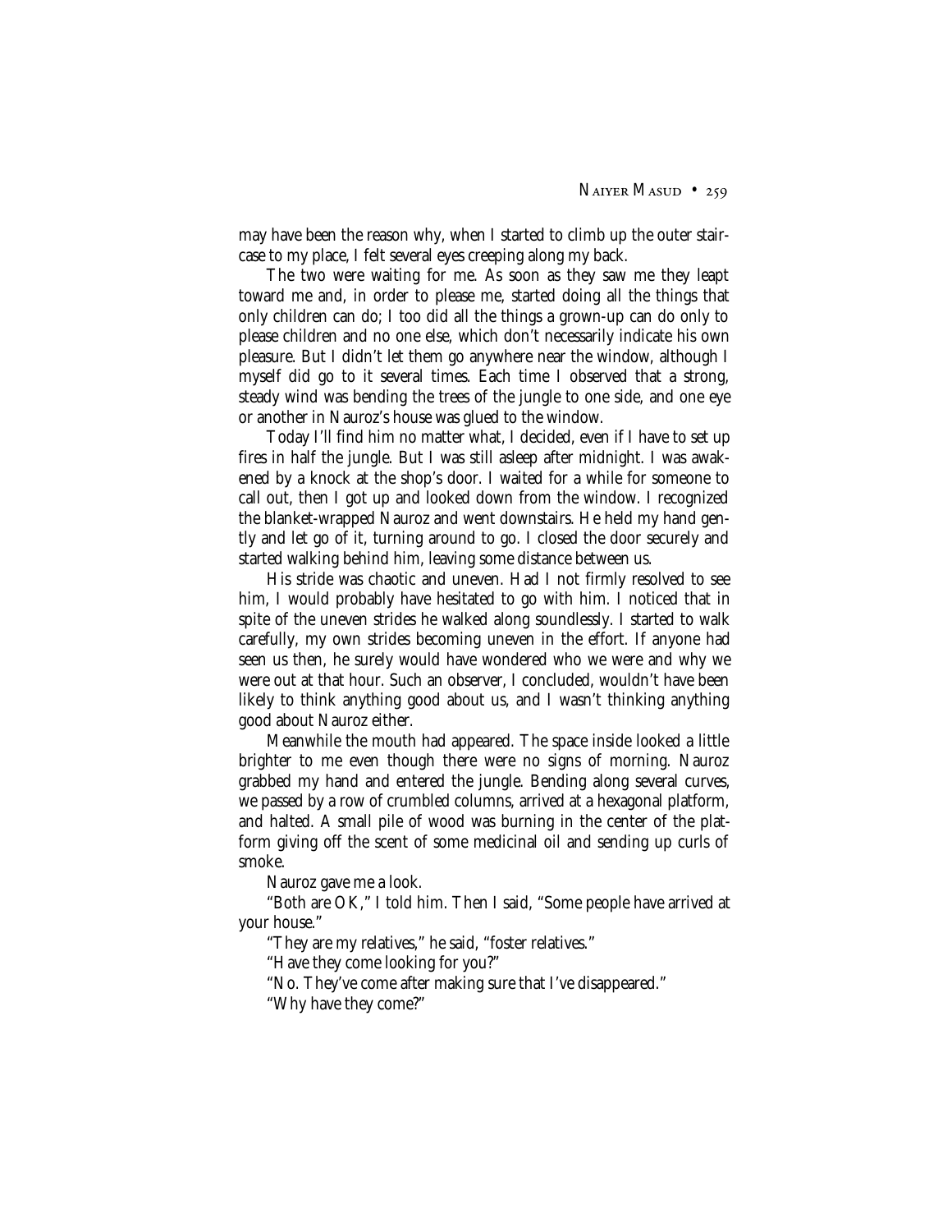may have been the reason why, when I started to climb up the outer staircase to my place, I felt several eyes creeping along my back.

The two were waiting for me. As soon as they saw me they leapt toward me and, in order to please me, started doing all the things that only children can do; I too did all the things a grown-up can do only to please children and no one else, which don't necessarily indicate his own pleasure. But I didn't let them go anywhere near the window, although I myself did go to it several times. Each time I observed that a strong, steady wind was bending the trees of the jungle to one side, and one eye or another in Nauroz's house was glued to the window.

Today I'll find him no matter what, I decided, even if I have to set up fires in half the jungle. But I was still asleep after midnight. I was awakened by a knock at the shop's door. I waited for a while for someone to call out, then I got up and looked down from the window. I recognized the blanket-wrapped Nauroz and went downstairs. He held my hand gently and let go of it, turning around to go. I closed the door securely and started walking behind him, leaving some distance between us.

His stride was chaotic and uneven. Had I not firmly resolved to see him, I would probably have hesitated to go with him. I noticed that in spite of the uneven strides he walked along soundlessly. I started to walk carefully, my own strides becoming uneven in the effort. If anyone had seen us then, he surely would have wondered who we were and why we were out at that hour. Such an observer, I concluded, wouldn't have been likely to think anything good about us, and I wasn't thinking anything good about Nauroz either.

Meanwhile the mouth had appeared. The space inside looked a little brighter to me even though there were no signs of morning. Nauroz grabbed my hand and entered the jungle. Bending along several curves, we passed by a row of crumbled columns, arrived at a hexagonal platform, and halted. A small pile of wood was burning in the center of the platform giving off the scent of some medicinal oil and sending up curls of smoke.

Nauroz gave me a look.

"Both are OK," I told him. Then I said, "Some people have arrived at your house."

"They are my relatives," he said, "foster relatives."

"Have they come looking for you?"

"No. They've come after making sure that I've disappeared."

"Why have they come?"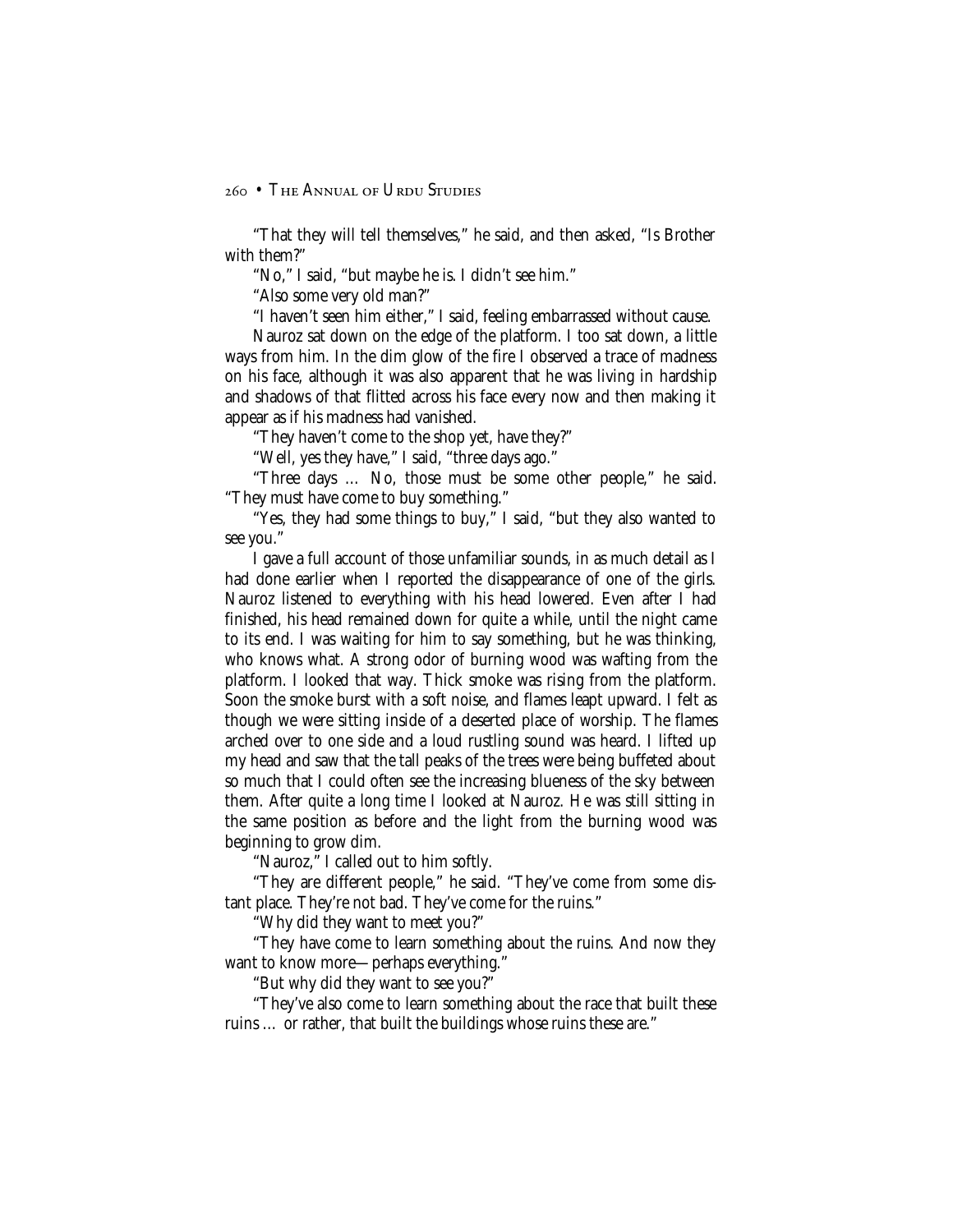"That they will tell themselves," he said, and then asked, "Is Brother with them?"

"No," I said, "but maybe he is. I didn't see him."

"Also some very old man?"

"I haven't seen him either," I said, feeling embarrassed without cause.

Nauroz sat down on the edge of the platform. I too sat down, a little ways from him. In the dim glow of the fire I observed a trace of madness on his face, although it was also apparent that he was living in hardship and shadows of that flitted across his face every now and then making it appear as if his madness had vanished.

"They haven't come to the shop yet, have they?"

"Well, yes they have," I said, "three days ago."

"Three days … No, those must be some other people," he said. "They must have come to buy something."

"Yes, they had some things to buy," I said, "but they also wanted to see you."

I gave a full account of those unfamiliar sounds, in as much detail as I had done earlier when I reported the disappearance of one of the girls. Nauroz listened to everything with his head lowered. Even after I had finished, his head remained down for quite a while, until the night came to its end. I was waiting for him to say something, but he was thinking, who knows what. A strong odor of burning wood was wafting from the platform. I looked that way. Thick smoke was rising from the platform. Soon the smoke burst with a soft noise, and flames leapt upward. I felt as though we were sitting inside of a deserted place of worship. The flames arched over to one side and a loud rustling sound was heard. I lifted up my head and saw that the tall peaks of the trees were being buffeted about so much that I could often see the increasing blueness of the sky between them. After quite a long time I looked at Nauroz. He was still sitting in the same position as before and the light from the burning wood was beginning to grow dim.

"Nauroz," I called out to him softly.

"They are different people," he said. "They've come from some distant place. They're not bad. They've come for the ruins."

"Why did they want to meet you?"

"They have come to learn something about the ruins. And now they want to know more—perhaps everything."

"But why did they want to see you?"

"They've also come to learn something about the race that built these ruins … or rather, that built the buildings whose ruins these are."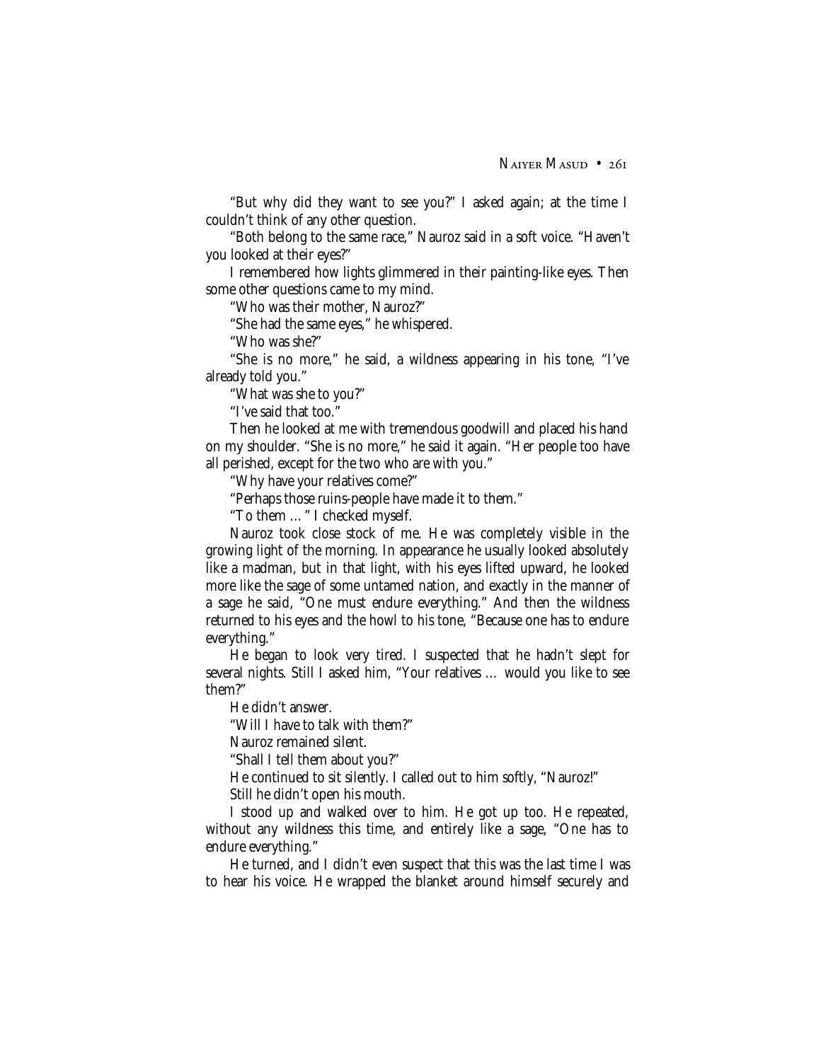"But why did they want to see you?" I asked again; at the time I couldn't think of any other question.

"Both belong to the same race," Nauroz said in a soft voice. "Haven't you looked at their eyes?"

I remembered how lights glimmered in their painting-like eyes. Then some other questions came to my mind.

"Who was their mother, Nauroz?"

"She had the same eyes," he whispered.

"Who was she?"

"She is no more," he said, a wildness appearing in his tone, "I've already told you."

"What was she to you?"

"I've said that too."

Then he looked at me with tremendous goodwill and placed his hand on my shoulder. "She is no more," he said it again. "Her people too have all perished, except for the two who are with you."

"Why have your relatives come?"

"Perhaps those ruins-people have made it to them."

"To them … " I checked myself.

Nauroz took close stock of me. He was completely visible in the growing light of the morning. In appearance he usually looked absolutely like a madman, but in that light, with his eyes lifted upward, he looked more like the sage of some untamed nation, and exactly in the manner of a sage he said, "One must endure everything." And then the wildness returned to his eyes and the howl to his tone, "Because one has to endure everything."

He began to look very tired. I suspected that he hadn't slept for several nights. Still I asked him, "Your relatives … would you like to see them?"

He didn't answer.

"Will I have to talk with them?"

Nauroz remained silent.

"Shall I tell them about you?"

He continued to sit silently. I called out to him softly, "Nauroz!"

Still he didn't open his mouth.

I stood up and walked over to him. He got up too. He repeated, without any wildness this time, and entirely like a sage, "One has to endure everything."

He turned, and I didn't even suspect that this was the last time I was to hear his voice. He wrapped the blanket around himself securely and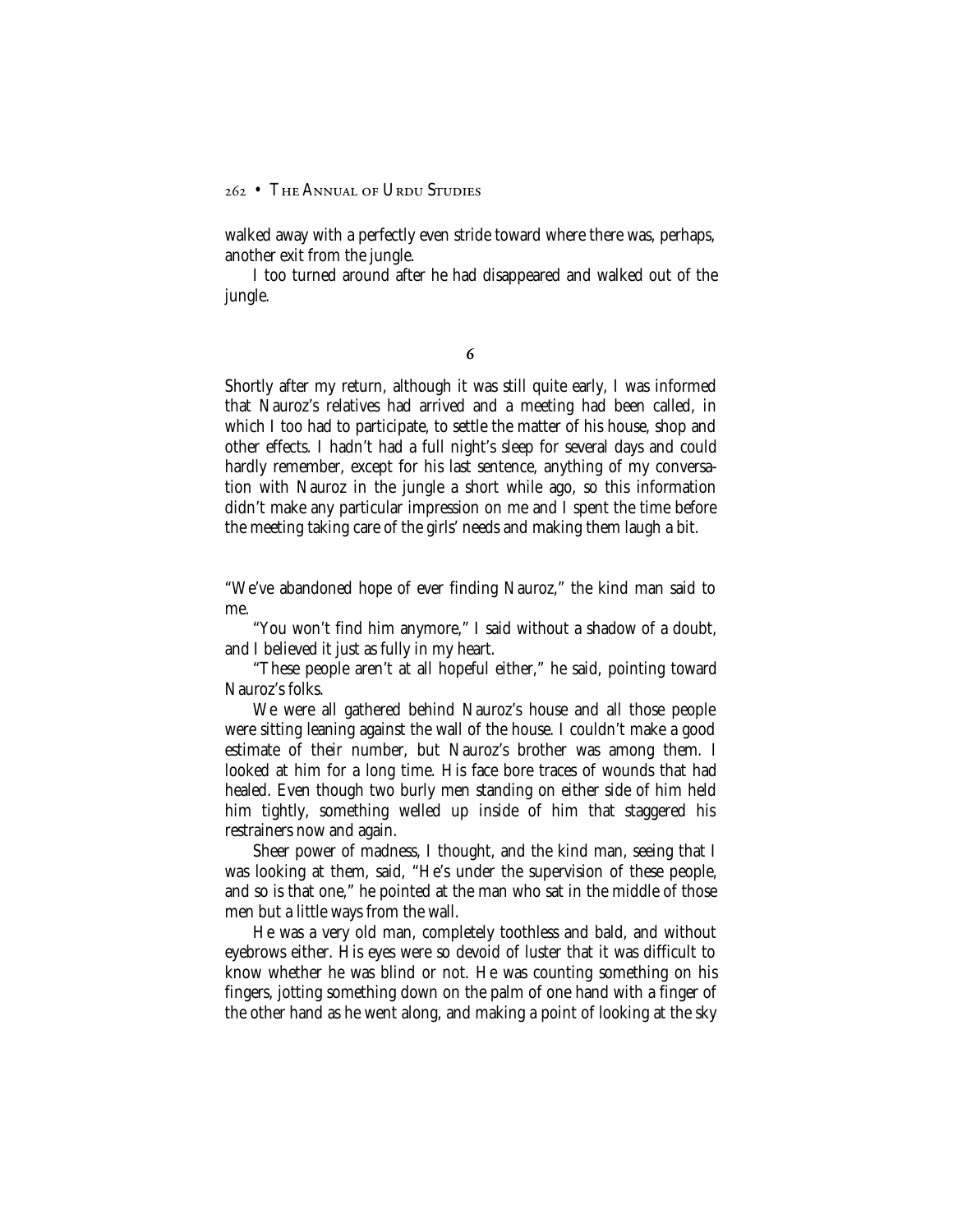walked away with a perfectly even stride toward where there was, perhaps, another exit from the jungle.

I too turned around after he had disappeared and walked out of the jungle.

6

Shortly after my return, although it was still quite early, I was informed that Nauroz's relatives had arrived and a meeting had been called, in which I too had to participate, to settle the matter of his house, shop and other effects. I hadn't had a full night's sleep for several days and could hardly remember, except for his last sentence, anything of my conversation with Nauroz in the jungle a short while ago, so this information didn't make any particular impression on me and I spent the time before the meeting taking care of the girls' needs and making them laugh a bit.

"We've abandoned hope of ever finding Nauroz," the kind man said to me.

"You won't find him anymore," I said without a shadow of a doubt, and I believed it just as fully in my heart.

"These people aren't at all hopeful either," he said, pointing toward Nauroz's folks.

We were all gathered behind Nauroz's house and all those people were sitting leaning against the wall of the house. I couldn't make a good estimate of their number, but Nauroz's brother was among them. I looked at him for a long time. His face bore traces of wounds that had healed. Even though two burly men standing on either side of him held him tightly, something welled up inside of him that staggered his restrainers now and again.

Sheer power of madness, I thought, and the kind man, seeing that I was looking at them, said, "He's under the supervision of these people, and so is that one," he pointed at the man who sat in the middle of those men but a little ways from the wall.

He was a very old man, completely toothless and bald, and without eyebrows either. His eyes were so devoid of luster that it was difficult to know whether he was blind or not. He was counting something on his fingers, jotting something down on the palm of one hand with a finger of the other hand as he went along, and making a point of looking at the sky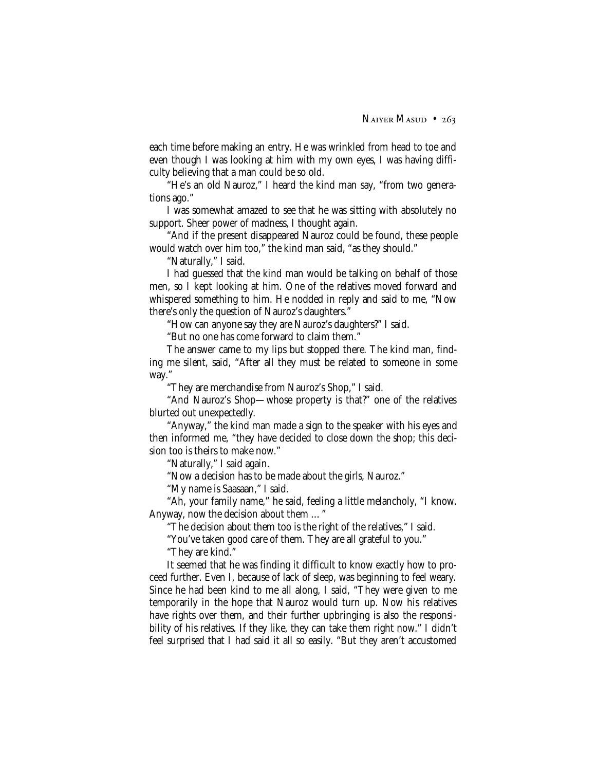each time before making an entry. He was wrinkled from head to toe and even though I was looking at him with my own eyes, I was having difficulty believing that a man could be so old.

"He's an old Nauroz," I heard the kind man say, "from two generations ago."

I was somewhat amazed to see that he was sitting with absolutely no support. Sheer power of madness, I thought again.

"And if the present disappeared Nauroz could be found, these people would watch over him too," the kind man said, "as they should."

"Naturally," I said.

I had guessed that the kind man would be talking on behalf of those men, so I kept looking at him. One of the relatives moved forward and whispered something to him. He nodded in reply and said to me, "Now there's only the question of Nauroz's daughters."

"How can anyone say they are Nauroz's daughters?" I said.

"But no one has come forward to claim them."

The answer came to my lips but stopped there. The kind man, finding me silent, said, "After all they must be related to someone in some way."

"They are merchandise from Nauroz's Shop," I said.

"And Nauroz's Shop—whose property is that?" one of the relatives blurted out unexpectedly.

"Anyway," the kind man made a sign to the speaker with his eyes and then informed me, "they have decided to close down the shop; this decision too is theirs to make now."

"Naturally," I said again.

"Now a decision has to be made about the girls, Nauroz."

"My name is Saasaan," I said.

"Ah, your family name," he said, feeling a little melancholy, "I know. Anyway, now the decision about them … "

"The decision about them too is the right of the relatives," I said.

"You've taken good care of them. They are all grateful to you."

"They are kind."

It seemed that he was finding it difficult to know exactly how to proceed further. Even I, because of lack of sleep, was beginning to feel weary. Since he had been kind to me all along, I said, "They were given to me temporarily in the hope that Nauroz would turn up. Now his relatives have rights over them, and their further upbringing is also the responsibility of his relatives. If they like, they can take them right now." I didn't feel surprised that I had said it all so easily. "But they aren't accustomed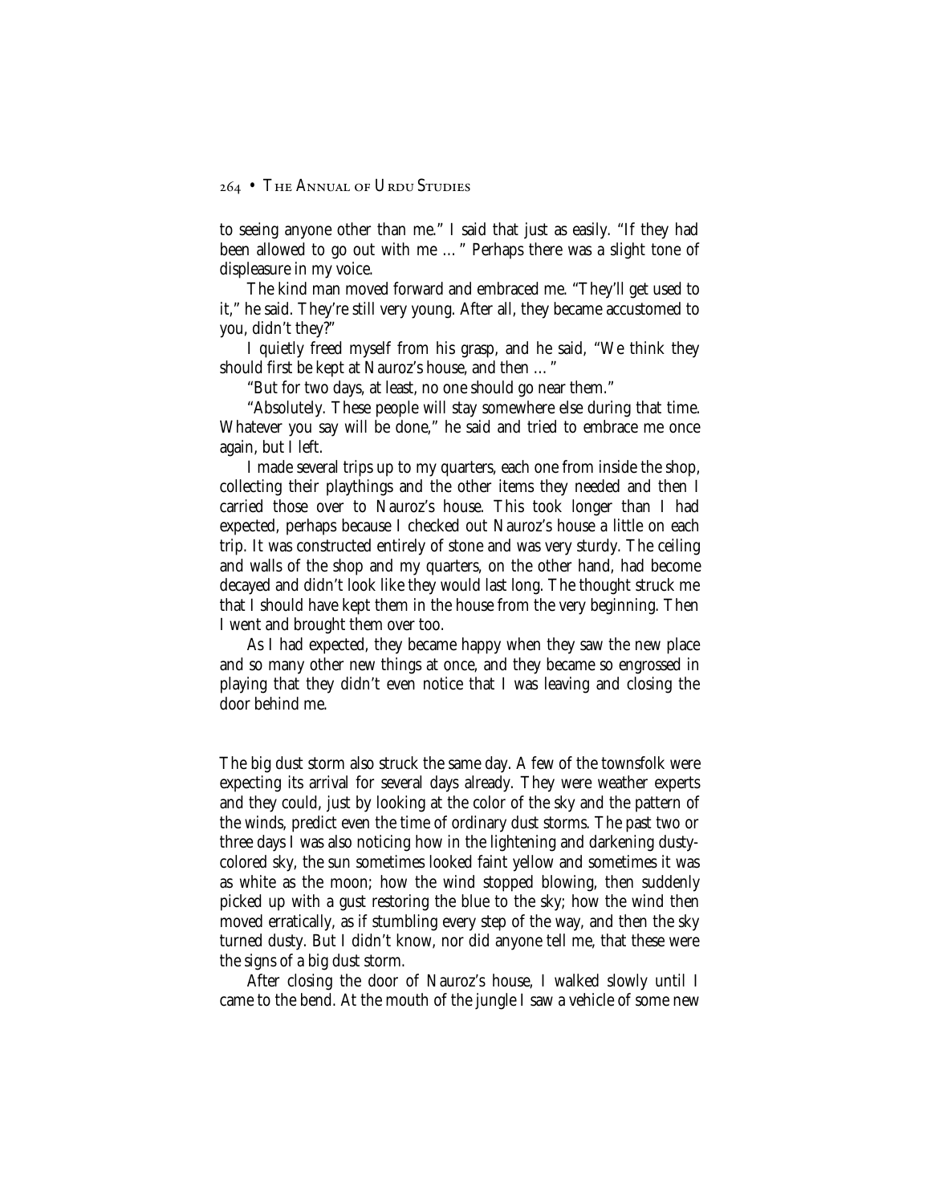to seeing anyone other than me." I said that just as easily. "If they had been allowed to go out with me …" Perhaps there was a slight tone of displeasure in my voice.

The kind man moved forward and embraced me. "They'll get used to it," he said. They're still very young. After all, they became accustomed to you, didn't they?"

I quietly freed myself from his grasp, and he said, "We think they should first be kept at Nauroz's house, and then …"

"But for two days, at least, no one should go near them."

"Absolutely. These people will stay somewhere else during that time. Whatever you say will be done," he said and tried to embrace me once again, but I left.

I made several trips up to my quarters, each one from inside the shop, collecting their playthings and the other items they needed and then I carried those over to Nauroz's house. This took longer than I had expected, perhaps because I checked out Nauroz's house a little on each trip. It was constructed entirely of stone and was very sturdy. The ceiling and walls of the shop and my quarters, on the other hand, had become decayed and didn't look like they would last long. The thought struck me that I should have kept them in the house from the very beginning. Then I went and brought them over too.

As I had expected, they became happy when they saw the new place and so many other new things at once, and they became so engrossed in playing that they didn't even notice that I was leaving and closing the door behind me.

The big dust storm also struck the same day. A few of the townsfolk were expecting its arrival for several days already. They were weather experts and they could, just by looking at the color of the sky and the pattern of the winds, predict even the time of ordinary dust storms. The past two or three days I was also noticing how in the lightening and darkening dusty-colored sky, the sun sometimes looked faint yellow and sometimes it was as white as the moon; how the wind stopped blowing, then suddenly picked up with a gust restoring the blue to the sky; how the wind then moved erratically, as if stumbling every step of the way, and then the sky turned dusty. But I didn't know, nor did anyone tell me, that these were the signs of a big dust storm.

After closing the door of Nauroz's house, I walked slowly until I came to the bend. At the mouth of the jungle I saw a vehicle of some new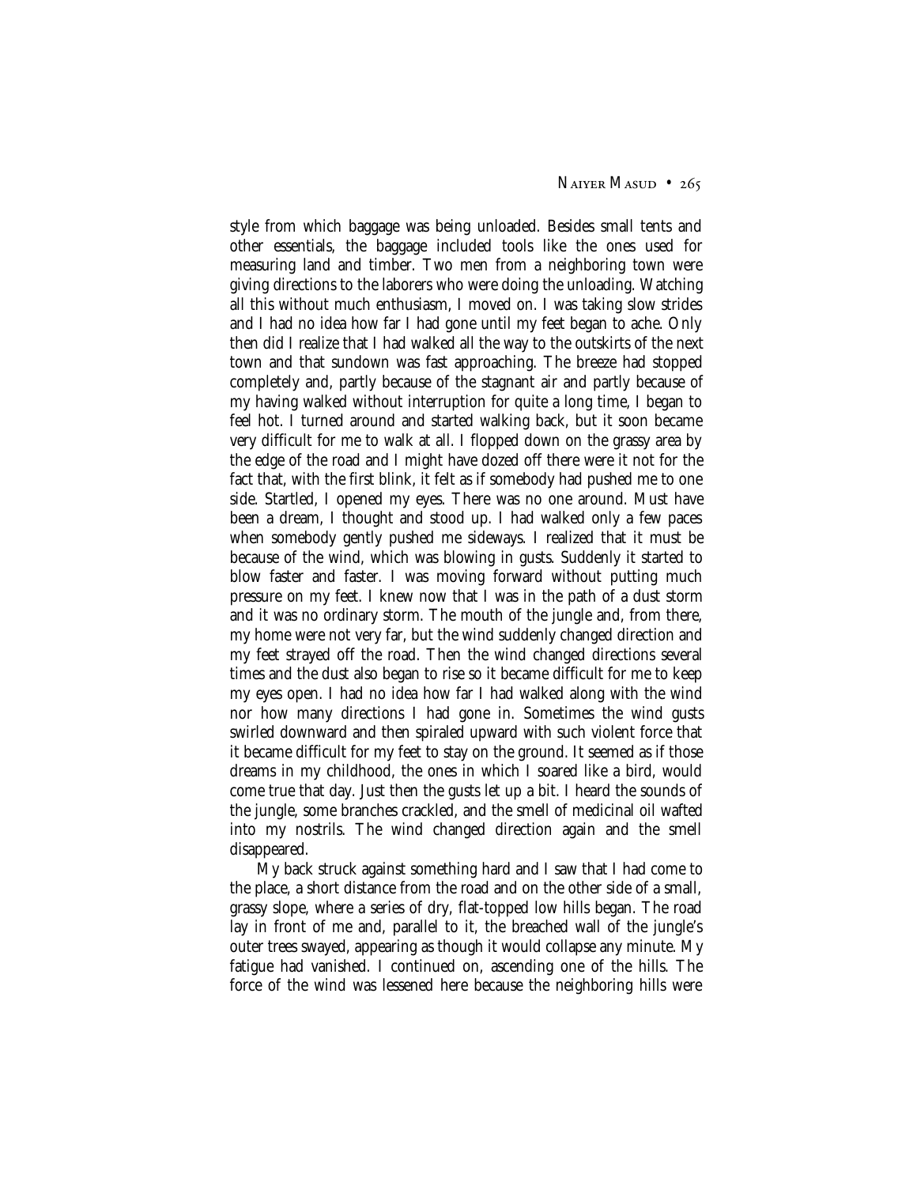style from which baggage was being unloaded. Besides small tents and other essentials, the baggage included tools like the ones used for measuring land and timber. Two men from a neighboring town were giving directions to the laborers who were doing the unloading. Watching all this without much enthusiasm, I moved on. I was taking slow strides and I had no idea how far I had gone until my feet began to ache. Only then did I realize that I had walked all the way to the outskirts of the next town and that sundown was fast approaching. The breeze had stopped completely and, partly because of the stagnant air and partly because of my having walked without interruption for quite a long time, I began to feel hot. I turned around and started walking back, but it soon became very difficult for me to walk at all. I flopped down on the grassy area by the edge of the road and I might have dozed off there were it not for the fact that, with the first blink, it felt as if somebody had pushed me to one side. Startled, I opened my eyes. There was no one around. Must have been a dream, I thought and stood up. I had walked only a few paces when somebody gently pushed me sideways. I realized that it must be because of the wind, which was blowing in gusts. Suddenly it started to blow faster and faster. I was moving forward without putting much pressure on my feet. I knew now that I was in the path of a dust storm and it was no ordinary storm. The mouth of the jungle and, from there, my home were not very far, but the wind suddenly changed direction and my feet strayed off the road. Then the wind changed directions several times and the dust also began to rise so it became difficult for me to keep my eyes open. I had no idea how far I had walked along with the wind nor how many directions I had gone in. Sometimes the wind gusts swirled downward and then spiraled upward with such violent force that it became difficult for my feet to stay on the ground. It seemed as if those dreams in my childhood, the ones in which I soared like a bird, would come true that day. Just then the gusts let up a bit. I heard the sounds of the jungle, some branches crackled, and the smell of medicinal oil wafted into my nostrils. The wind changed direction again and the smell disappeared.

My back struck against something hard and I saw that I had come to the place, a short distance from the road and on the other side of a small, grassy slope, where a series of dry, flat-topped low hills began. The road lay in front of me and, parallel to it, the breached wall of the jungle's outer trees swayed, appearing as though it would collapse any minute. My fatigue had vanished. I continued on, ascending one of the hills. The force of the wind was lessened here because the neighboring hills were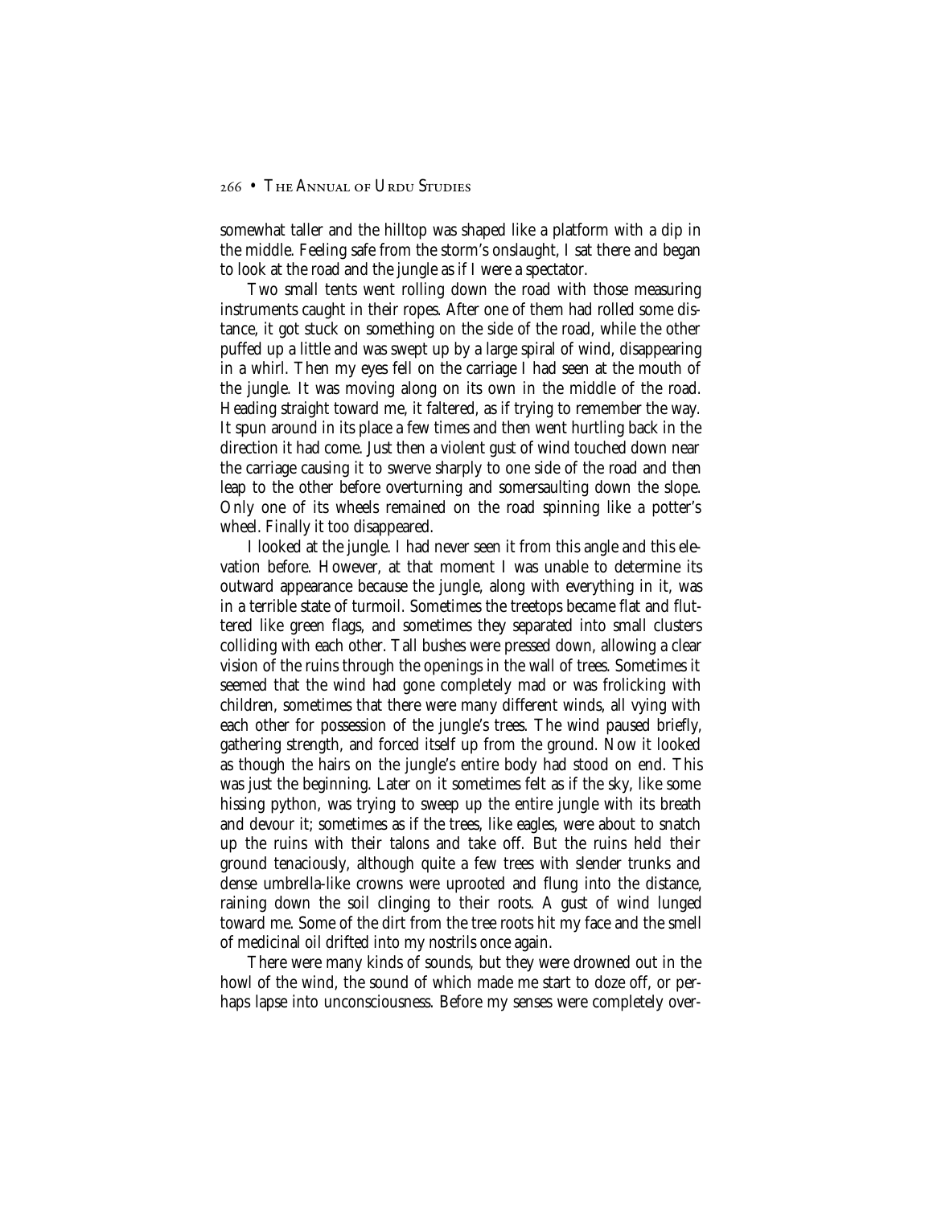somewhat taller and the hilltop was shaped like a platform with a dip in the middle. Feeling safe from the storm's onslaught, I sat there and began to look at the road and the jungle as if I were a spectator.

Two small tents went rolling down the road with those measuring instruments caught in their ropes. After one of them had rolled some distance, it got stuck on something on the side of the road, while the other puffed up a little and was swept up by a large spiral of wind, disappearing in a whirl. Then my eyes fell on the carriage I had seen at the mouth of the jungle. It was moving along on its own in the middle of the road. Heading straight toward me, it faltered, as if trying to remember the way. It spun around in its place a few times and then went hurtling back in the direction it had come. Just then a violent gust of wind touched down near the carriage causing it to swerve sharply to one side of the road and then leap to the other before overturning and somersaulting down the slope. Only one of its wheels remained on the road spinning like a potter's wheel. Finally it too disappeared.

I looked at the jungle. I had never seen it from this angle and this elevation before. However, at that moment I was unable to determine its outward appearance because the jungle, along with everything in it, was in a terrible state of turmoil. Sometimes the treetops became flat and fluttered like green flags, and sometimes they separated into small clusters colliding with each other. Tall bushes were pressed down, allowing a clear vision of the ruins through the openings in the wall of trees. Sometimes it seemed that the wind had gone completely mad or was frolicking with children, sometimes that there were many different winds, all vying with each other for possession of the jungle's trees. The wind paused briefly, gathering strength, and forced itself up from the ground. Now it looked as though the hairs on the jungle's entire body had stood on end. This was just the beginning. Later on it sometimes felt as if the sky, like some hissing python, was trying to sweep up the entire jungle with its breath and devour it; sometimes as if the trees, like eagles, were about to snatch up the ruins with their talons and take off. But the ruins held their ground tenaciously, although quite a few trees with slender trunks and dense umbrella-like crowns were uprooted and flung into the distance, raining down the soil clinging to their roots. A gust of wind lunged toward me. Some of the dirt from the tree roots hit my face and the smell of medicinal oil drifted into my nostrils once again.

There were many kinds of sounds, but they were drowned out in the howl of the wind, the sound of which made me start to doze off, or perhaps lapse into unconsciousness. Before my senses were completely over-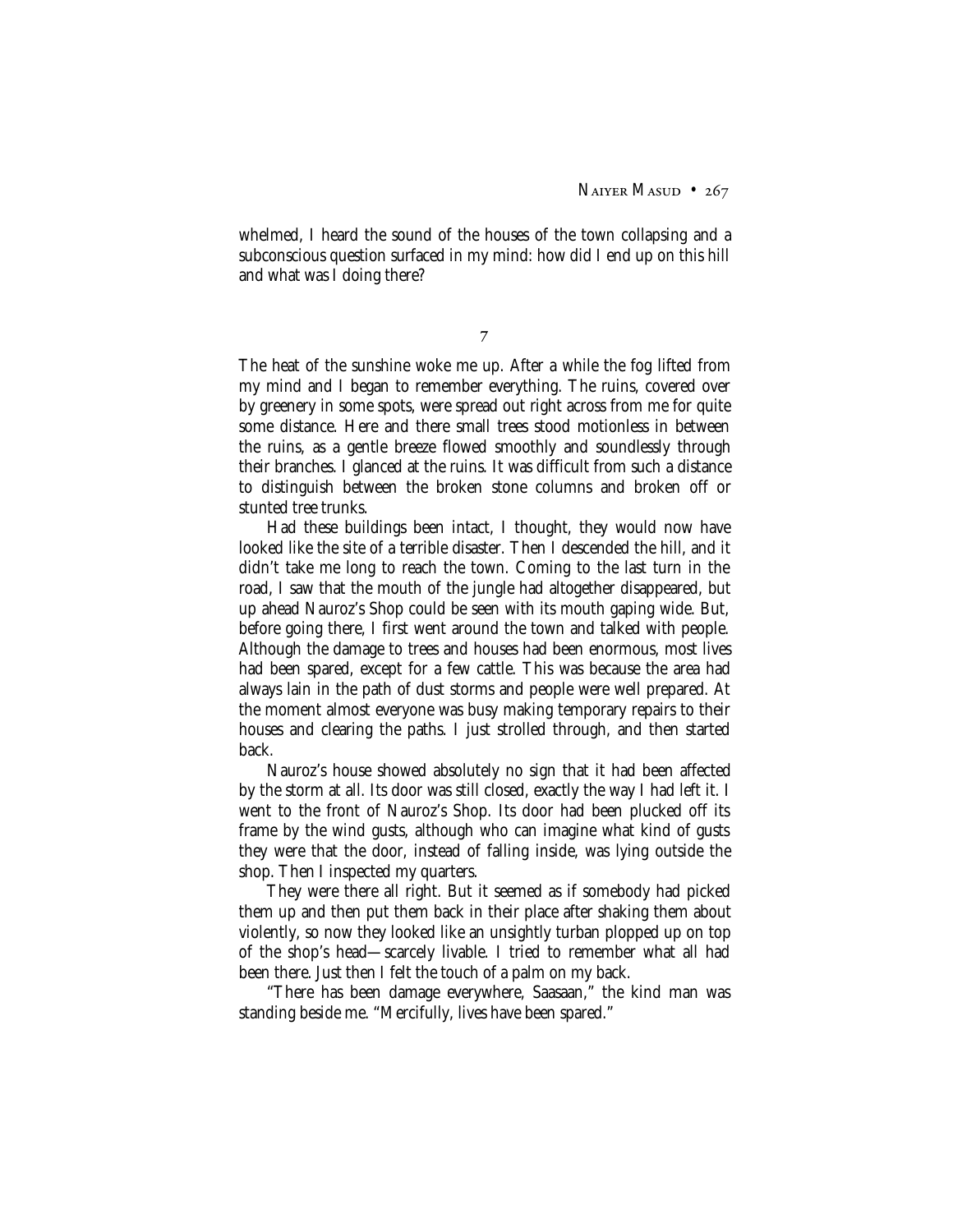whelmed, I heard the sound of the houses of the town collapsing and a subconscious question surfaced in my mind: how did I end up on this hill and what was I doing there?

7

The heat of the sunshine woke me up. After a while the fog lifted from my mind and I began to remember everything. The ruins, covered over by greenery in some spots, were spread out right across from me for quite some distance. Here and there small trees stood motionless in between the ruins, as a gentle breeze flowed smoothly and soundlessly through their branches. I glanced at the ruins. It was difficult from such a distance to distinguish between the broken stone columns and broken off or stunted tree trunks.

Had these buildings been intact, I thought, they would now have looked like the site of a terrible disaster. Then I descended the hill, and it didn't take me long to reach the town. Coming to the last turn in the road, I saw that the mouth of the jungle had altogether disappeared, but up ahead Nauroz's Shop could be seen with its mouth gaping wide. But, before going there, I first went around the town and talked with people. Although the damage to trees and houses had been enormous, most lives had been spared, except for a few cattle. This was because the area had always lain in the path of dust storms and people were well prepared. At the moment almost everyone was busy making temporary repairs to their houses and clearing the paths. I just strolled through, and then started back.

Nauroz's house showed absolutely no sign that it had been affected by the storm at all. Its door was still closed, exactly the way I had left it. I went to the front of Nauroz's Shop. Its door had been plucked off its frame by the wind gusts, although who can imagine what kind of gusts they were that the door, instead of falling inside, was lying outside the shop. Then I inspected my quarters.

They were there all right. But it seemed as if somebody had picked them up and then put them back in their place after shaking them about violently, so now they looked like an unsightly turban plopped up on top of the shop's head—scarcely livable. I tried to remember what all had been there. Just then I felt the touch of a palm on my back.

"There has been damage everywhere, Saasaan," the kind man was standing beside me. "Mercifully, lives have been spared."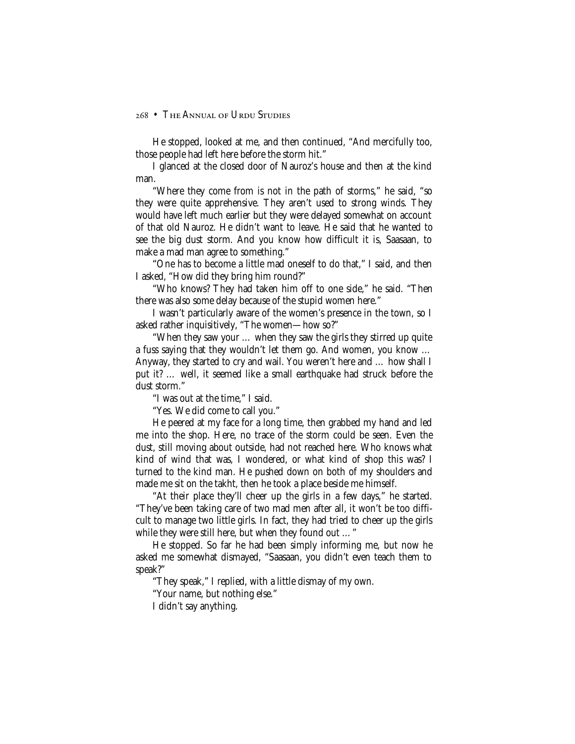He stopped, looked at me, and then continued, "And mercifully too, those people had left here before the storm hit."

I glanced at the closed door of Nauroz's house and then at the kind man.

"Where they come from is not in the path of storms," he said, "so they were quite apprehensive. They aren't used to strong winds. They would have left much earlier but they were delayed somewhat on account of that old Nauroz. He didn't want to leave. He said that he wanted to see the big dust storm. And you know how difficult it is, Saasaan, to make a mad man agree to something."

"One has to become a little mad oneself to do that," I said, and then I asked, "How did they bring him round?"

"Who knows? They had taken him off to one side," he said. "Then there was also some delay because of the stupid women here."

I wasn't particularly aware of the women's presence in the town, so I asked rather inquisitively, "The women—how so?"

"When they saw your … when they saw the girls they stirred up quite a fuss saying that they wouldn't let them go. And women, you know … Anyway, they started to cry and wail. You weren't here and … how shall I put it? … well, it seemed like a small earthquake had struck before the dust storm."

"I was out at the time," I said.

"Yes. We did come to call you."

He peered at my face for a long time, then grabbed my hand and led me into the shop. Here, no trace of the storm could be seen. Even the dust, still moving about outside, had not reached here. Who knows what kind of wind that was, I wondered, or what kind of shop this was? I turned to the kind man. He pushed down on both of my shoulders and made me sit on the takht, then he took a place beside me himself.

"At their place they'll cheer up the girls in a few days," he started. "They've been taking care of two mad men after all, it won't be too difficult to manage two little girls. In fact, they had tried to cheer up the girls while they were still here, but when they found out … "

He stopped. So far he had been simply informing me, but now he asked me somewhat dismayed, "Saasaan, you didn't even teach them to speak?"

"They speak," I replied, with a little dismay of my own.

"Your name, but nothing else."

I didn't say anything.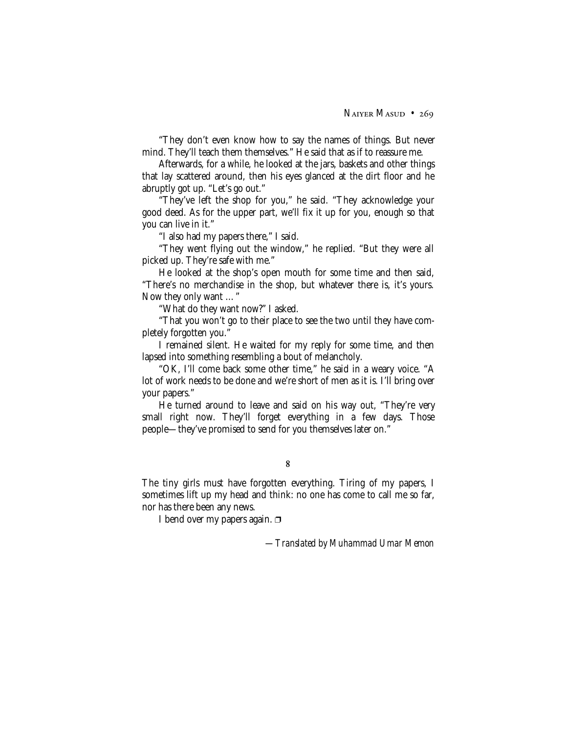"They don't even know how to say the names of things. But never mind. They'll teach them themselves." He said that as if to reassure me.

Afterwards, for a while, he looked at the jars, baskets and other things that lay scattered around, then his eyes glanced at the dirt floor and he abruptly got up. "Let's go out."

"They've left the shop for you," he said. "They acknowledge your good deed. As for the upper part, we'll fix it up for you, enough so that you can live in it."

"I also had my papers there," I said.

"They went flying out the window," he replied. "But they were all picked up. They're safe with me."

He looked at the shop's open mouth for some time and then said, "There's no merchandise in the shop, but whatever there is, it's yours. Now they only want …"

"What do they want now?" I asked.

"That you won't go to their place to see the two until they have completely forgotten you."

I remained silent. He waited for my reply for some time, and then lapsed into something resembling a bout of melancholy.

"OK, I'll come back some other time," he said in a weary voice. "A lot of work needs to be done and we're short of men as it is. I'll bring over your papers."

He turned around to leave and said on his way out, "They're very small right now. They'll forget everything in a few days. Those people—they've promised to send for you themselves later on."

## 8

The tiny girls must have forgotten everything. Tiring of my papers, I sometimes lift up my head and think: no one has come to call me so far, nor has there been any news.

I bend over my papers again. ❐

*—Translated by Muhammad Umar Memon*